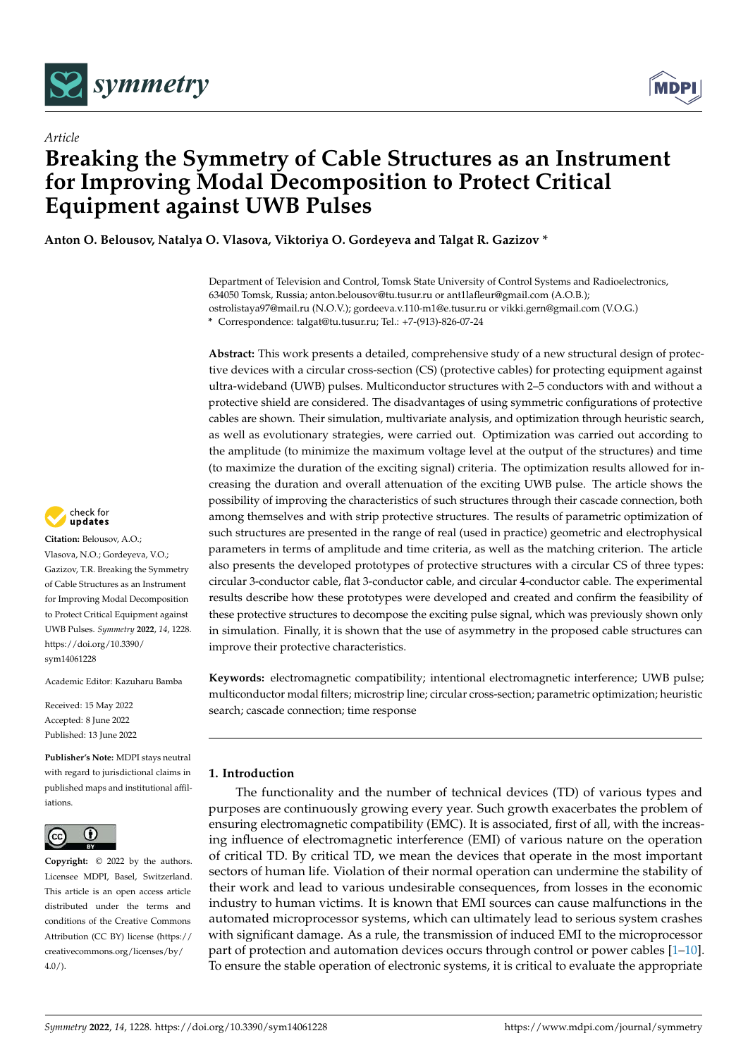*Article*

# Breaking the Symmetry of Cable Structures as an Instrument for Improving Modal Decomposition to Protect Critical Equipment against UWB Pulses

**Anton O. Belousov, Natalya O. Vlasova, Viktoriya O. Gordeyeva and Talgat R. Gazizov ***

Department of Television and Control, Tomsk State University of Control Systems and Radioelectronics, 634050 Tomsk, Russia; anton.belousov@tu.tusur.ru or ant1lafleur@gmail.com (A.O.B.); ostrolistaya97@mail.ru (N.O.V.); gordeeva.v.110-m1@e.tusur.ru or vikki.gern@gmail.com (V.O.G.)

* Correspondence: talgat@tu.tusur.ru; Tel.: +7-(913)-826-07-24

**Abstract:** This work presents a detailed, comprehensive study of a new structural design of protective devices with a circular cross-section (CS) (protective cables) for protecting equipment against ultra-wideband (UWB) pulses. Multiconductor structures with 2–5 conductors with and without a protective shield are considered. The disadvantages of using symmetric configurations of protective cables are shown. Their simulation, multivariate analysis, and optimization through heuristic search, as well as evolutionary strategies, were carried out. Optimization was carried out according to the amplitude (to minimize the maximum voltage level at the output of the structures) and time (to maximize the duration of the exciting signal) criteria. The optimization results allowed for increasing the duration and overall attenuation of the exciting UWB pulse. The article shows the possibility of improving the characteristics of such structures through their cascade connection, both among themselves and with strip protective structures. The results of parametric optimization of such structures are presented in the range of real (used in practice) geometric and electrophysical parameters in terms of amplitude and time criteria, as well as the matching criterion. The article also presents the developed prototypes of protective structures with a circular CS of three types: circular 3-conductor cable, flat 3-conductor cable, and circular 4-conductor cable. The experimental results describe how these prototypes were developed and created and confirm the feasibility of these protective structures to decompose the exciting pulse signal, which was previously shown only in simulation. Finally, it is shown that the use of asymmetry in the proposed cable structures can improve their protective characteristics.

**Keywords:** electromagnetic compatibility; intentional electromagnetic interference; UWB pulse; multiconductor modal filters; microstrip line; circular cross-section; parametric optimization; heuristic search; cascade connection; time response

**Citation:** Belousov, A.O.; Vlasova, N.O.; Gordeyeva, V.O.; Gazizov, T.R. Breaking the Symmetry of Cable Structures as an Instrument for Improving Modal Decomposition to Protect Critical Equipment against UWB Pulses. *Symmetry* **2022**, *14*, 1228. https://doi.org/10.3390/sym14061228

Academic Editor: Kazuharu Bamba

Received: 15 May 2022
Accepted: 8 June 2022
Published: 13 June 2022

**Publisher's Note:** MDPI stays neutral with regard to jurisdictional claims in published maps and institutional affiliations.

**Copyright:** © 2022 by the authors. Licensee MDPI, Basel, Switzerland. This article is an open access article distributed under the terms and conditions of the Creative Commons Attribution (CC BY) license (https://creativecommons.org/licenses/by/4.0/).

## 1. Introduction

The functionality and the number of technical devices (TD) of various types and purposes are continuously growing every year. Such growth exacerbates the problem of ensuring electromagnetic compatibility (EMC). It is associated, first of all, with the increasing influence of electromagnetic interference (EMI) of various nature on the operation of critical TD. By critical TD, we mean the devices that operate in the most important sectors of human life. Violation of their normal operation can undermine the stability of their work and lead to various undesirable consequences, from losses in the economic industry to human victims. It is known that EMI sources can cause malfunctions in the automated microprocessor systems, which can ultimately lead to serious system crashes with significant damage. As a rule, the transmission of induced EMI to the microprocessor part of protection and automation devices occurs through control or power cables [1–10]. To ensure the stable operation of electronic systems, it is critical to evaluate the appropriate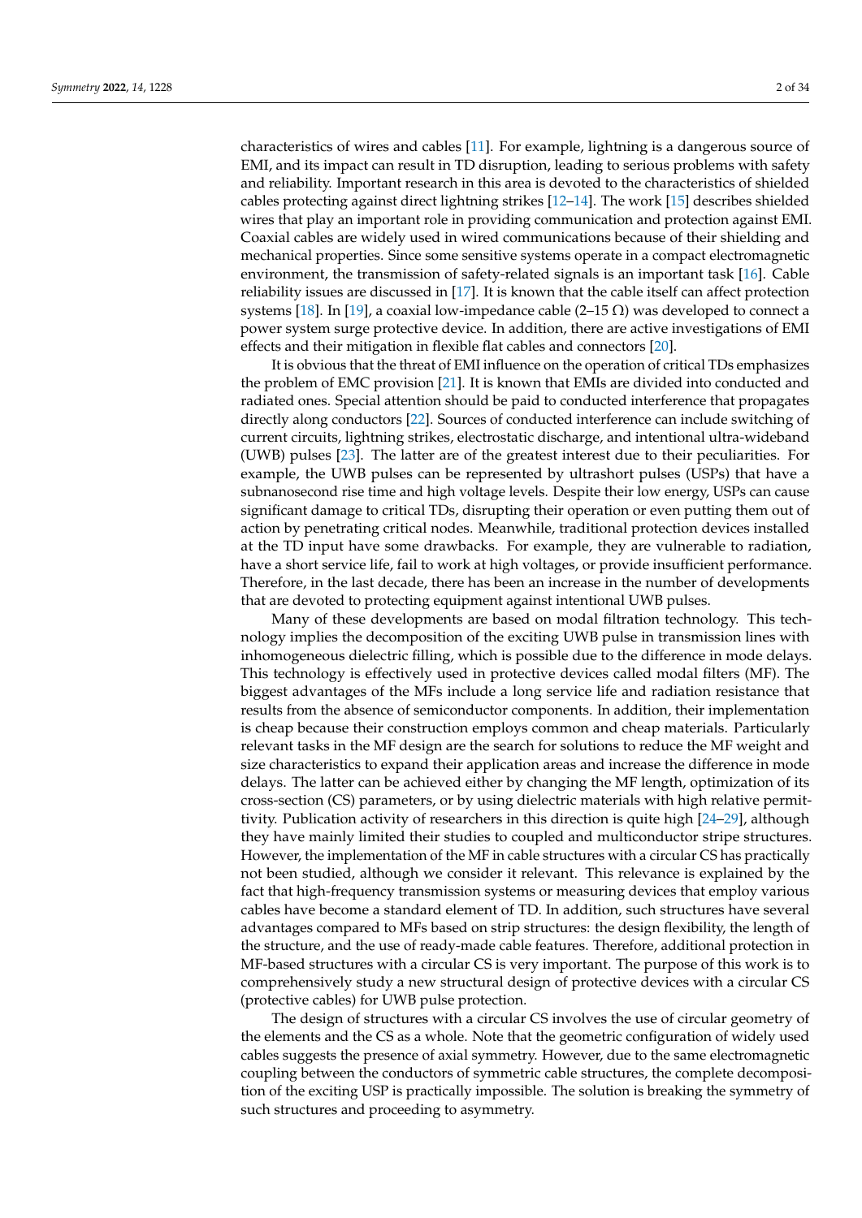characteristics of wires and cables [11]. For example, lightning is a dangerous source of EMI, and its impact can result in TD disruption, leading to serious problems with safety and reliability. Important research in this area is devoted to the characteristics of shielded cables protecting against direct lightning strikes [12–14]. The work [15] describes shielded wires that play an important role in providing communication and protection against EMI. Coaxial cables are widely used in wired communications because of their shielding and mechanical properties. Since some sensitive systems operate in a compact electromagnetic environment, the transmission of safety-related signals is an important task [16]. Cable reliability issues are discussed in [17]. It is known that the cable itself can affect protection systems [18]. In [19], a coaxial low-impedance cable (2–15 $\Omega$) was developed to connect a power system surge protective device. In addition, there are active investigations of EMI effects and their mitigation in flexible flat cables and connectors [20].

It is obvious that the threat of EMI influence on the operation of critical TDs emphasizes the problem of EMC provision [21]. It is known that EMIs are divided into conducted and radiated ones. Special attention should be paid to conducted interference that propagates directly along conductors [22]. Sources of conducted interference can include switching of current circuits, lightning strikes, electrostatic discharge, and intentional ultra-wideband (UWB) pulses [23]. The latter are of the greatest interest due to their peculiarities. For example, the UWB pulses can be represented by ultrashort pulses (USPs) that have a subnanosecond rise time and high voltage levels. Despite their low energy, USPs can cause significant damage to critical TDs, disrupting their operation or even putting them out of action by penetrating critical nodes. Meanwhile, traditional protection devices installed at the TD input have some drawbacks. For example, they are vulnerable to radiation, have a short service life, fail to work at high voltages, or provide insufficient performance. Therefore, in the last decade, there has been an increase in the number of developments that are devoted to protecting equipment against intentional UWB pulses.

Many of these developments are based on modal filtration technology. This technology implies the decomposition of the exciting UWB pulse in transmission lines with inhomogeneous dielectric filling, which is possible due to the difference in mode delays. This technology is effectively used in protective devices called modal filters (MF). The biggest advantages of the MFs include a long service life and radiation resistance that results from the absence of semiconductor components. In addition, their implementation is cheap because their construction employs common and cheap materials. Particularly relevant tasks in the MF design are the search for solutions to reduce the MF weight and size characteristics to expand their application areas and increase the difference in mode delays. The latter can be achieved either by changing the MF length, optimization of its cross-section (CS) parameters, or by using dielectric materials with high relative permittivity. Publication activity of researchers in this direction is quite high [24–29], although they have mainly limited their studies to coupled and multiconductor stripe structures. However, the implementation of the MF in cable structures with a circular CS has practically not been studied, although we consider it relevant. This relevance is explained by the fact that high-frequency transmission systems or measuring devices that employ various cables have become a standard element of TD. In addition, such structures have several advantages compared to MFs based on strip structures: the design flexibility, the length of the structure, and the use of ready-made cable features. Therefore, additional protection in MF-based structures with a circular CS is very important. The purpose of this work is to comprehensively study a new structural design of protective devices with a circular CS (protective cables) for UWB pulse protection.

The design of structures with a circular CS involves the use of circular geometry of the elements and the CS as a whole. Note that the geometric configuration of widely used cables suggests the presence of axial symmetry. However, due to the same electromagnetic coupling between the conductors of symmetric cable structures, the complete decomposition of the exciting USP is practically impossible. The solution is breaking the symmetry of such structures and proceeding to asymmetry.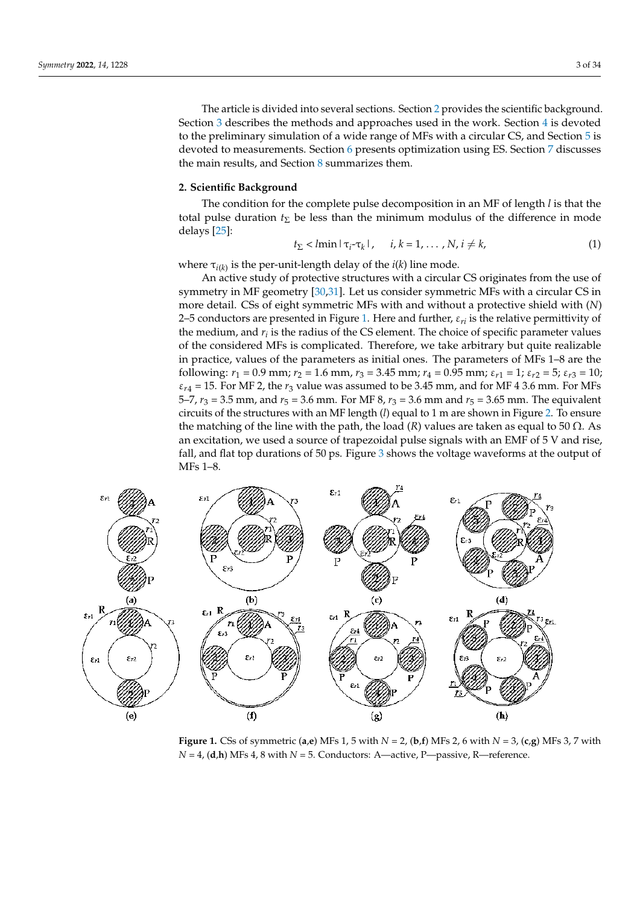The article is divided into several sections. Section 2 provides the scientific background. Section 3 describes the methods and approaches used in the work. Section 4 is devoted to the preliminary simulation of a wide range of MFs with a circular CS, and Section 5 is devoted to measurements. Section 6 presents optimization using ES. Section 7 discusses the main results, and Section 8 summarizes them.

## 2. Scientific Background

The condition for the complete pulse decomposition in an MF of length $l$ is that the total pulse duration $t_\Sigma$ be less than the minimum modulus of the difference in mode delays [25]:

$$t_\Sigma < l\min|\tau_i - \tau_k|, \quad i, k = 1, \ldots, N, i \neq k, \tag{1}$$

where $\tau_{i(k)}$ is the per-unit-length delay of the $i(k)$ line mode.

An active study of protective structures with a circular CS originates from the use of symmetry in MF geometry [30,31]. Let us consider symmetric MFs with a circular CS in more detail. CSs of eight symmetric MFs with and without a protective shield with ($N$) 2–5 conductors are presented in Figure 1. Here and further, $\varepsilon_{ri}$ is the relative permittivity of the medium, and $r_i$ is the radius of the CS element. The choice of specific parameter values of the considered MFs is complicated. Therefore, we take arbitrary but quite realizable in practice, values of the parameters as initial ones. The parameters of MFs 1–8 are the following: $r_1$ = 0.9 mm; $r_2$ = 1.6 mm, $r_3$ = 3.45 mm; $r_4$ = 0.95 mm; $\varepsilon_{r1}$ = 1; $\varepsilon_{r2}$ = 5; $\varepsilon_{r3}$ = 10; $\varepsilon_{r4}$ = 15. For MF 2, the $r_3$ value was assumed to be 3.45 mm, and for MF 4 3.6 mm. For MFs 5–7, $r_3$ = 3.5 mm, and $r_5$ = 3.6 mm. For MF 8, $r_3$ = 3.6 mm and $r_5$ = 3.65 mm. The equivalent circuits of the structures with an MF length ($l$) equal to 1 m are shown in Figure 2. To ensure the matching of the line with the path, the load ($R$) values are taken as equal to 50 Ω. As an excitation, we used a source of trapezoidal pulse signals with an EMF of 5 V and rise, fall, and flat top durations of 50 ps. Figure 3 shows the voltage waveforms at the output of MFs 1–8.

**Figure 1.** CSs of symmetric (**a**,**e**) MFs 1, 5 with $N$ = 2, (**b**,**f**) MFs 2, 6 with $N$ = 3, (**c**,**g**) MFs 3, 7 with $N$ = 4, (**d**,**h**) MFs 4, 8 with $N$ = 5. Conductors: A—active, P—passive, R—reference.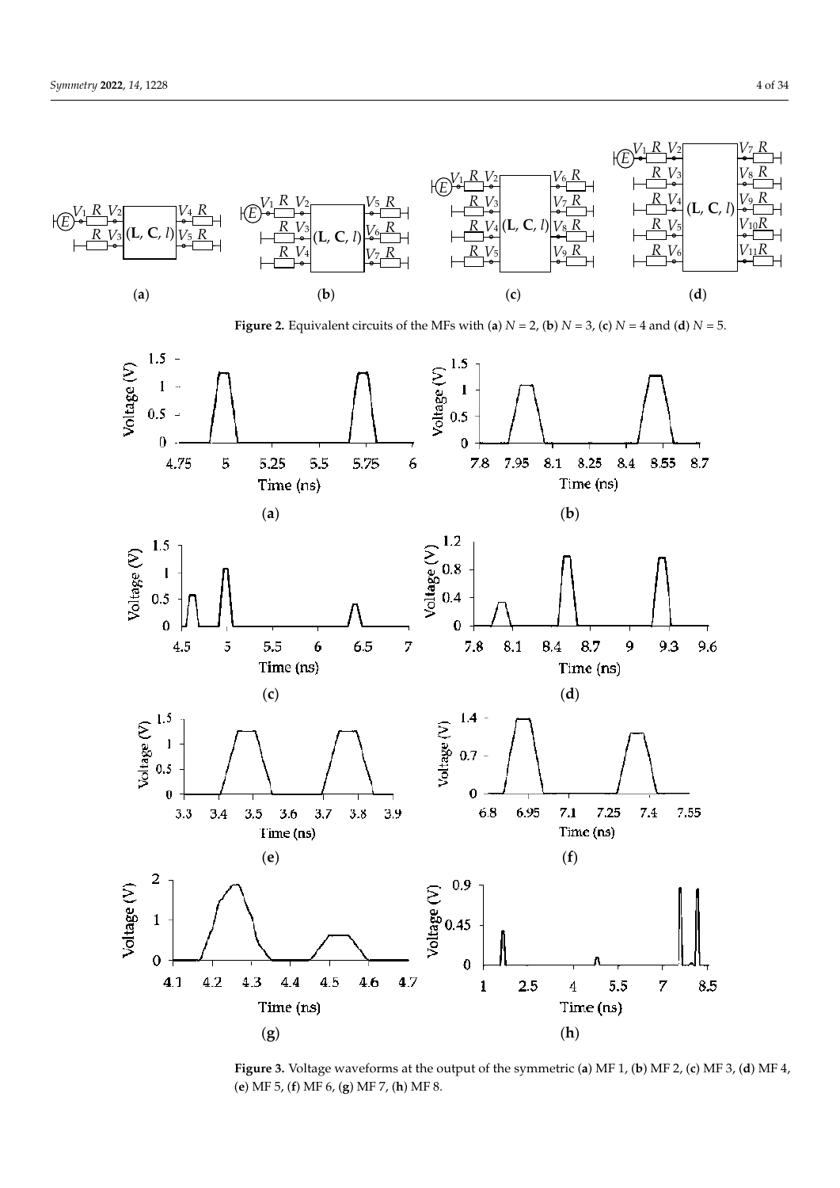**Figure 2.** Equivalent circuits of the MFs with (**a**) $N = 2$, (**b**) $N = 3$, (**c**) $N = 4$ and (**d**) $N = 5$.

**Figure 3.** Voltage waveforms at the output of the symmetric (**a**) MF 1, (**b**) MF 2, (**c**) MF 3, (**d**) MF 4, (**e**) MF 5, (**f**) MF 6, (**g**) MF 7, (**h**) MF 8.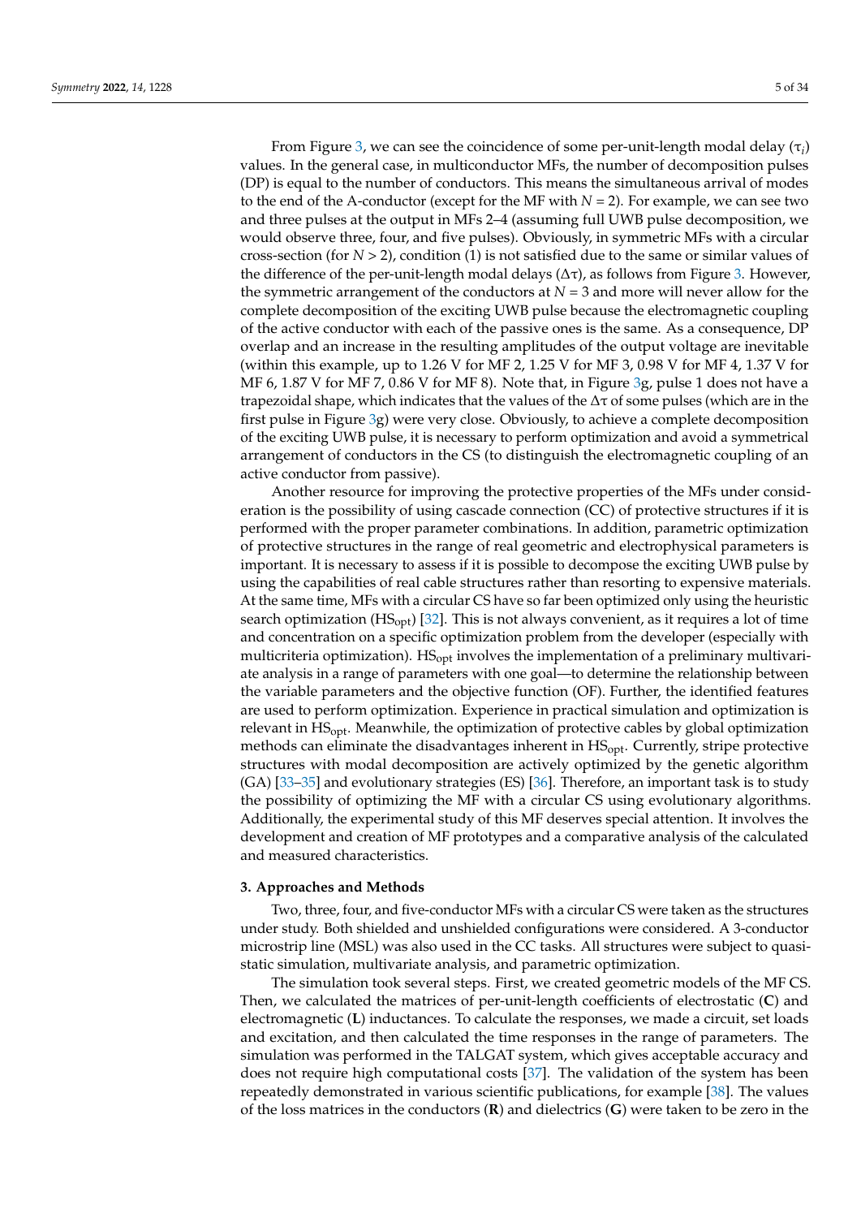From Figure 3, we can see the coincidence of some per-unit-length modal delay ($\tau_i$) values. In the general case, in multiconductor MFs, the number of decomposition pulses (DP) is equal to the number of conductors. This means the simultaneous arrival of modes to the end of the A-conductor (except for the MF with $N = 2$). For example, we can see two and three pulses at the output in MFs 2–4 (assuming full UWB pulse decomposition, we would observe three, four, and five pulses). Obviously, in symmetric MFs with a circular cross-section (for $N > 2$), condition (1) is not satisfied due to the same or similar values of the difference of the per-unit-length modal delays ($\Delta\tau$), as follows from Figure 3. However, the symmetric arrangement of the conductors at $N = 3$ and more will never allow for the complete decomposition of the exciting UWB pulse because the electromagnetic coupling of the active conductor with each of the passive ones is the same. As a consequence, DP overlap and an increase in the resulting amplitudes of the output voltage are inevitable (within this example, up to 1.26 V for MF 2, 1.25 V for MF 3, 0.98 V for MF 4, 1.37 V for MF 6, 1.87 V for MF 7, 0.86 V for MF 8). Note that, in Figure 3g, pulse 1 does not have a trapezoidal shape, which indicates that the values of the $\Delta\tau$ of some pulses (which are in the first pulse in Figure 3g) were very close. Obviously, to achieve a complete decomposition of the exciting UWB pulse, it is necessary to perform optimization and avoid a symmetrical arrangement of conductors in the CS (to distinguish the electromagnetic coupling of an active conductor from passive).

Another resource for improving the protective properties of the MFs under consideration is the possibility of using cascade connection (CC) of protective structures if it is performed with the proper parameter combinations. In addition, parametric optimization of protective structures in the range of real geometric and electrophysical parameters is important. It is necessary to assess if it is possible to decompose the exciting UWB pulse by using the capabilities of real cable structures rather than resorting to expensive materials. At the same time, MFs with a circular CS have so far been optimized only using the heuristic search optimization ($HS_{opt}$) [32]. This is not always convenient, as it requires a lot of time and concentration on a specific optimization problem from the developer (especially with multicriteria optimization). $HS_{opt}$ involves the implementation of a preliminary multivariate analysis in a range of parameters with one goal—to determine the relationship between the variable parameters and the objective function (OF). Further, the identified features are used to perform optimization. Experience in practical simulation and optimization is relevant in $HS_{opt}$. Meanwhile, the optimization of protective cables by global optimization methods can eliminate the disadvantages inherent in $HS_{opt}$. Currently, stripe protective structures with modal decomposition are actively optimized by the genetic algorithm (GA) [33–35] and evolutionary strategies (ES) [36]. Therefore, an important task is to study the possibility of optimizing the MF with a circular CS using evolutionary algorithms. Additionally, the experimental study of this MF deserves special attention. It involves the development and creation of MF prototypes and a comparative analysis of the calculated and measured characteristics.

## 3. Approaches and Methods

Two, three, four, and five-conductor MFs with a circular CS were taken as the structures under study. Both shielded and unshielded configurations were considered. A 3-conductor microstrip line (MSL) was also used in the CC tasks. All structures were subject to quasi-static simulation, multivariate analysis, and parametric optimization.

The simulation took several steps. First, we created geometric models of the MF CS. Then, we calculated the matrices of per-unit-length coefficients of electrostatic (**C**) and electromagnetic (**L**) inductances. To calculate the responses, we made a circuit, set loads and excitation, and then calculated the time responses in the range of parameters. The simulation was performed in the TALGAT system, which gives acceptable accuracy and does not require high computational costs [37]. The validation of the system has been repeatedly demonstrated in various scientific publications, for example [38]. The values of the loss matrices in the conductors (**R**) and dielectrics (**G**) were taken to be zero in the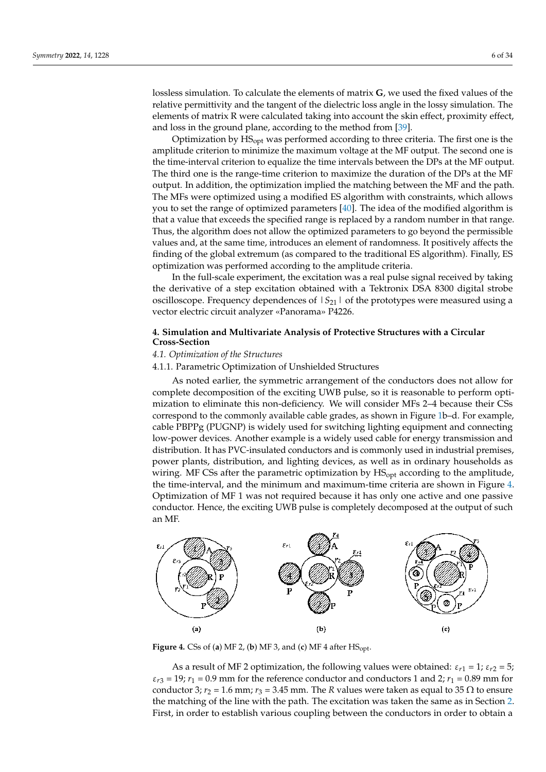lossless simulation. To calculate the elements of matrix **G**, we used the fixed values of the relative permittivity and the tangent of the dielectric loss angle in the lossy simulation. The elements of matrix R were calculated taking into account the skin effect, proximity effect, and loss in the ground plane, according to the method from [39].

Optimization by $HS_{opt}$ was performed according to three criteria. The first one is the amplitude criterion to minimize the maximum voltage at the MF output. The second one is the time-interval criterion to equalize the time intervals between the DPs at the MF output. The third one is the range-time criterion to maximize the duration of the DPs at the MF output. In addition, the optimization implied the matching between the MF and the path. The MFs were optimized using a modified ES algorithm with constraints, which allows you to set the range of optimized parameters [40]. The idea of the modified algorithm is that a value that exceeds the specified range is replaced by a random number in that range. Thus, the algorithm does not allow the optimized parameters to go beyond the permissible values and, at the same time, introduces an element of randomness. It positively affects the finding of the global extremum (as compared to the traditional ES algorithm). Finally, ES optimization was performed according to the amplitude criteria.

In the full-scale experiment, the excitation was a real pulse signal received by taking the derivative of a step excitation obtained with a Tektronix DSA 8300 digital strobe oscilloscope. Frequency dependences of $|S_{21}|$ of the prototypes were measured using a vector electric circuit analyzer «Panorama» P4226.

## 4. Simulation and Multivariate Analysis of Protective Structures with a Circular Cross-Section

### *4.1. Optimization of the Structures*

#### 4.1.1. Parametric Optimization of Unshielded Structures

As noted earlier, the symmetric arrangement of the conductors does not allow for complete decomposition of the exciting UWB pulse, so it is reasonable to perform optimization to eliminate this non-deficiency. We will consider MFs 2–4 because their CSs correspond to the commonly available cable grades, as shown in Figure 1b–d. For example, cable PBPPg (PUGNP) is widely used for switching lighting equipment and connecting low-power devices. Another example is a widely used cable for energy transmission and distribution. It has PVC-insulated conductors and is commonly used in industrial premises, power plants, distribution, and lighting devices, as well as in ordinary households as wiring. MF CSs after the parametric optimization by $HS_{opt}$ according to the amplitude, the time-interval, and the minimum and maximum-time criteria are shown in Figure 4. Optimization of MF 1 was not required because it has only one active and one passive conductor. Hence, the exciting UWB pulse is completely decomposed at the output of such an MF.

**Figure 4.** CSs of (**a**) MF 2, (**b**) MF 3, and (**c**) MF 4 after $HS_{opt}$.

As a result of MF 2 optimization, the following values were obtained: $\varepsilon_{r1} = 1$; $\varepsilon_{r2} = 5$; $\varepsilon_{r3} = 19$; $r_1 = 0.9$ mm for the reference conductor and conductors 1 and 2; $r_1 = 0.89$ mm for conductor 3; $r_2 = 1.6$ mm; $r_3 = 3.45$ mm. The $R$ values were taken as equal to 35 Ω to ensure the matching of the line with the path. The excitation was taken the same as in Section 2. First, in order to establish various coupling between the conductors in order to obtain a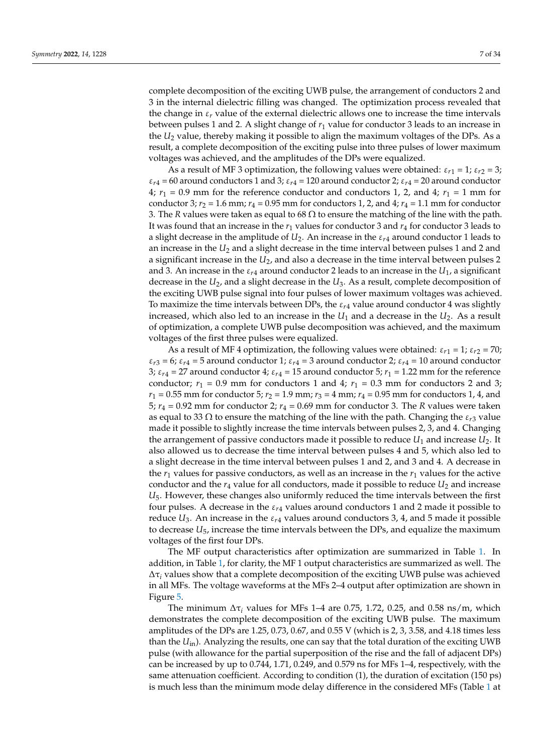complete decomposition of the exciting UWB pulse, the arrangement of conductors 2 and 3 in the internal dielectric filling was changed. The optimization process revealed that the change in $\varepsilon_r$ value of the external dielectric allows one to increase the time intervals between pulses 1 and 2. A slight change of $r_1$ value for conductor 3 leads to an increase in the $U_2$ value, thereby making it possible to align the maximum voltages of the DPs. As a result, a complete decomposition of the exciting pulse into three pulses of lower maximum voltages was achieved, and the amplitudes of the DPs were equalized.

As a result of MF 3 optimization, the following values were obtained: $\varepsilon_{r1}$ = 1; $\varepsilon_{r2}$ = 3; $\varepsilon_{r4}$ = 60 around conductors 1 and 3; $\varepsilon_{r4}$ = 120 around conductor 2; $\varepsilon_{r4}$ = 20 around conductor 4; $r_1$ = 0.9 mm for the reference conductor and conductors 1, 2, and 4; $r_1$ = 1 mm for conductor 3; $r_2$ = 1.6 mm; $r_4$ = 0.95 mm for conductors 1, 2, and 4; $r_4$ = 1.1 mm for conductor 3. The $R$ values were taken as equal to 68 Ω to ensure the matching of the line with the path. It was found that an increase in the $r_1$ values for conductor 3 and $r_4$ for conductor 3 leads to a slight decrease in the amplitude of $U_2$. An increase in the $\varepsilon_{r4}$ around conductor 1 leads to an increase in the $U_2$ and a slight decrease in the time interval between pulses 1 and 2 and a significant increase in the $U_2$, and also a decrease in the time interval between pulses 2 and 3. An increase in the $\varepsilon_{r4}$ around conductor 2 leads to an increase in the $U_1$, a significant decrease in the $U_2$, and a slight decrease in the $U_3$. As a result, complete decomposition of the exciting UWB pulse signal into four pulses of lower maximum voltages was achieved. To maximize the time intervals between DPs, the $\varepsilon_{r4}$ value around conductor 4 was slightly increased, which also led to an increase in the $U_1$ and a decrease in the $U_2$. As a result of optimization, a complete UWB pulse decomposition was achieved, and the maximum voltages of the first three pulses were equalized.

As a result of MF 4 optimization, the following values were obtained: $\varepsilon_{r1}$ = 1; $\varepsilon_{r2}$ = 70; $\varepsilon_{r3}$ = 6; $\varepsilon_{r4}$ = 5 around conductor 1; $\varepsilon_{r4}$ = 3 around conductor 2; $\varepsilon_{r4}$ = 10 around conductor 3; $\varepsilon_{r4}$ = 27 around conductor 4; $\varepsilon_{r4}$ = 15 around conductor 5; $r_1$ = 1.22 mm for the reference conductor; $r_1$ = 0.9 mm for conductors 1 and 4; $r_1$ = 0.3 mm for conductors 2 and 3; $r_1$ = 0.55 mm for conductor 5; $r_2$ = 1.9 mm; $r_3$ = 4 mm; $r_4$ = 0.95 mm for conductors 1, 4, and 5; $r_4$ = 0.92 mm for conductor 2; $r_4$ = 0.69 mm for conductor 3. The $R$ values were taken as equal to 33 Ω to ensure the matching of the line with the path. Changing the $\varepsilon_{r3}$ value made it possible to slightly increase the time intervals between pulses 2, 3, and 4. Changing the arrangement of passive conductors made it possible to reduce $U_1$ and increase $U_2$. It also allowed us to decrease the time interval between pulses 4 and 5, which also led to a slight decrease in the time interval between pulses 1 and 2, and 3 and 4. A decrease in the $r_1$ values for passive conductors, as well as an increase in the $r_1$ values for the active conductor and the $r_4$ value for all conductors, made it possible to reduce $U_2$ and increase $U_5$. However, these changes also uniformly reduced the time intervals between the first four pulses. A decrease in the $\varepsilon_{r4}$ values around conductors 1 and 2 made it possible to reduce $U_3$. An increase in the $\varepsilon_{r4}$ values around conductors 3, 4, and 5 made it possible to decrease $U_5$, increase the time intervals between the DPs, and equalize the maximum voltages of the first four DPs.

The MF output characteristics after optimization are summarized in Table 1. In addition, in Table 1, for clarity, the MF 1 output characteristics are summarized as well. The $\Delta\tau_i$ values show that a complete decomposition of the exciting UWB pulse was achieved in all MFs. The voltage waveforms at the MFs 2–4 output after optimization are shown in Figure 5.

The minimum $\Delta\tau_i$ values for MFs 1–4 are 0.75, 1.72, 0.25, and 0.58 ns/m, which demonstrates the complete decomposition of the exciting UWB pulse. The maximum amplitudes of the DPs are 1.25, 0.73, 0.67, and 0.55 V (which is 2, 3, 3.58, and 4.18 times less than the $U_{\text{in}}$). Analyzing the results, one can say that the total duration of the exciting UWB pulse (with allowance for the partial superposition of the rise and the fall of adjacent DPs) can be increased by up to 0.744, 1.71, 0.249, and 0.579 ns for MFs 1–4, respectively, with the same attenuation coefficient. According to condition (1), the duration of excitation (150 ps) is much less than the minimum mode delay difference in the considered MFs (Table 1 at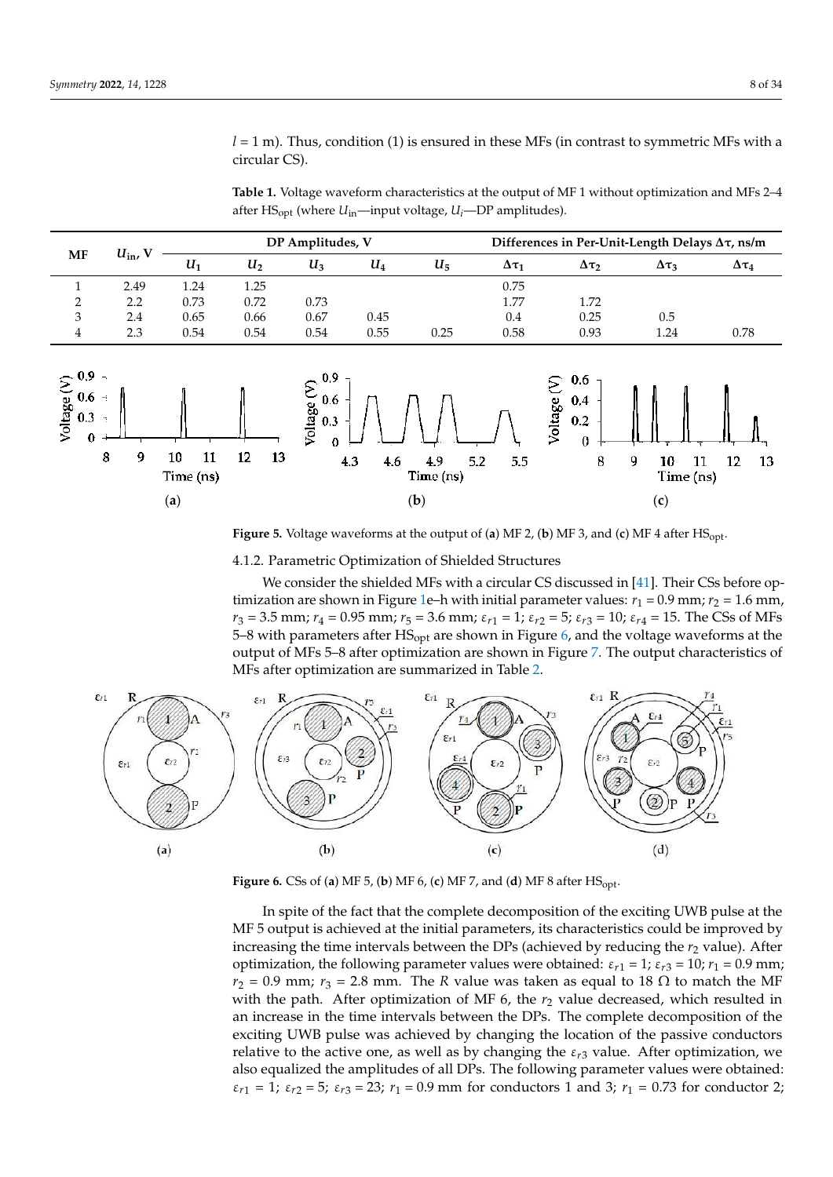$l$ = 1 m). Thus, condition (1) is ensured in these MFs (in contrast to symmetric MFs with a circular CS).

**Table 1.** Voltage waveform characteristics at the output of MF 1 without optimization and MFs 2–4 after $HS_{opt}$ (where $U_{in}$—input voltage, $U_i$—DP amplitudes).

| MF | $U_{in}$, V | DP Amplitudes, V | | | | | Differences in Per-Unit-Length Delays $\Delta\tau$, ns/m | | | |
|---|---|---|---|---|---|---|---|---|---|---|
| | | $U_1$ | $U_2$ | $U_3$ | $U_4$ | $U_5$ | $\Delta\tau_1$ | $\Delta\tau_2$ | $\Delta\tau_3$ | $\Delta\tau_4$ |
| 1 | 2.49 | 1.24 | 1.25 | | | | 0.75 | | | |
| 2 | 2.2 | 0.73 | 0.72 | 0.73 | | | 1.77 | 1.72 | | |
| 3 | 2.4 | 0.65 | 0.66 | 0.67 | 0.45 | | 0.4 | 0.25 | 0.5 | |
| 4 | 2.3 | 0.54 | 0.54 | 0.54 | 0.55 | 0.25 | 0.58 | 0.93 | 1.24 | 0.78 |

**Figure 5.** Voltage waveforms at the output of (**a**) MF 2, (**b**) MF 3, and (**c**) MF 4 after $HS_{opt}$.

4.1.2. Parametric Optimization of Shielded Structures

We consider the shielded MFs with a circular CS discussed in [41]. Their CSs before optimization are shown in Figure 1e–h with initial parameter values: $r_1$ = 0.9 mm; $r_2$ = 1.6 mm, $r_3$ = 3.5 mm; $r_4$ = 0.95 mm; $r_5$ = 3.6 mm; $\varepsilon_{r1}$ = 1; $\varepsilon_{r2}$ = 5; $\varepsilon_{r3}$ = 10; $\varepsilon_{r4}$ = 15. The CSs of MFs 5–8 with parameters after $HS_{opt}$ are shown in Figure 6, and the voltage waveforms at the output of MFs 5–8 after optimization are shown in Figure 7. The output characteristics of MFs after optimization are summarized in Table 2.

**Figure 6.** CSs of (**a**) MF 5, (**b**) MF 6, (**c**) MF 7, and (**d**) MF 8 after $HS_{opt}$.

In spite of the fact that the complete decomposition of the exciting UWB pulse at the MF 5 output is achieved at the initial parameters, its characteristics could be improved by increasing the time intervals between the DPs (achieved by reducing the $r_2$ value). After optimization, the following parameter values were obtained: $\varepsilon_{r1}$ = 1; $\varepsilon_{r3}$ = 10; $r_1$ = 0.9 mm; $r_2$ = 0.9 mm; $r_3$ = 2.8 mm. The $R$ value was taken as equal to 18 Ω to match the MF with the path. After optimization of MF 6, the $r_2$ value decreased, which resulted in an increase in the time intervals between the DPs. The complete decomposition of the exciting UWB pulse was achieved by changing the location of the passive conductors relative to the active one, as well as by changing the $\varepsilon_{r3}$ value. After optimization, we also equalized the amplitudes of all DPs. The following parameter values were obtained: $\varepsilon_{r1}$ = 1; $\varepsilon_{r2}$ = 5; $\varepsilon_{r3}$ = 23; $r_1$ = 0.9 mm for conductors 1 and 3; $r_1$ = 0.73 for conductor 2;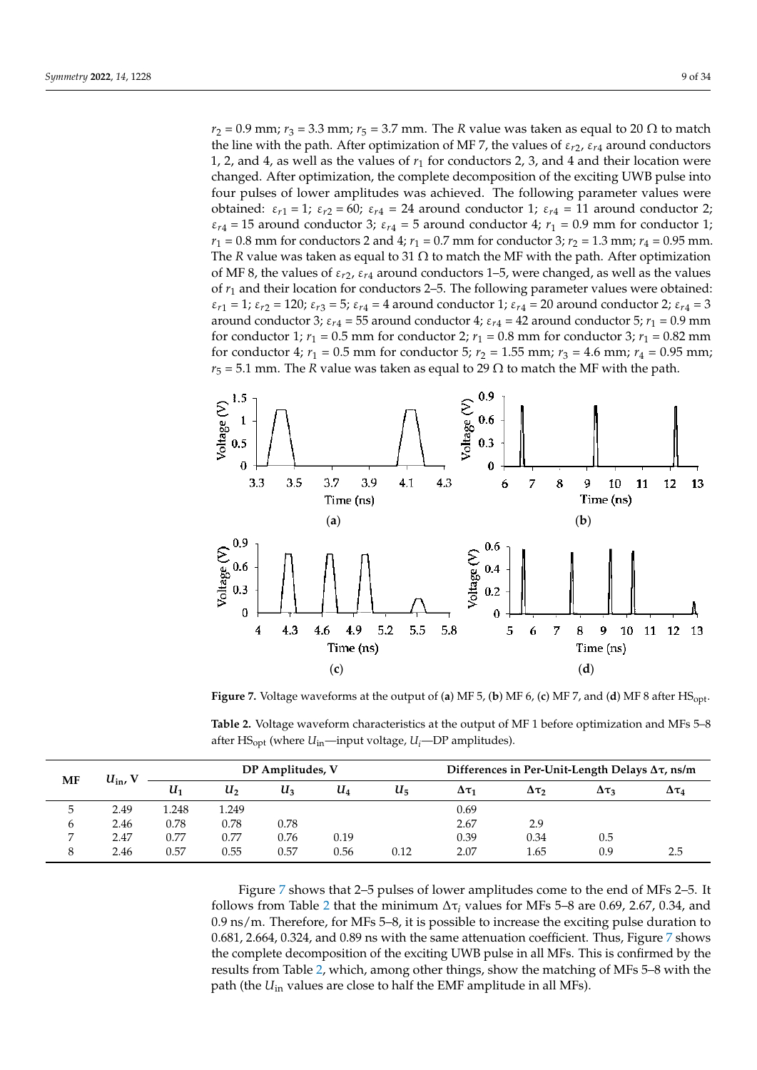$r_2$ = 0.9 mm; $r_3$ = 3.3 mm; $r_5$ = 3.7 mm. The $R$ value was taken as equal to 20 Ω to match the line with the path. After optimization of MF 7, the values of $\varepsilon_{r2}$, $\varepsilon_{r4}$ around conductors 1, 2, and 4, as well as the values of $r_1$ for conductors 2, 3, and 4 and their location were changed. After optimization, the complete decomposition of the exciting UWB pulse into four pulses of lower amplitudes was achieved. The following parameter values were obtained: $\varepsilon_{r1}$ = 1; $\varepsilon_{r2}$ = 60; $\varepsilon_{r4}$ = 24 around conductor 1; $\varepsilon_{r4}$ = 11 around conductor 2; $\varepsilon_{r4}$ = 15 around conductor 3; $\varepsilon_{r4}$ = 5 around conductor 4; $r_1$ = 0.9 mm for conductor 1; $r_1$ = 0.8 mm for conductors 2 and 4; $r_1$ = 0.7 mm for conductor 3; $r_2$ = 1.3 mm; $r_4$ = 0.95 mm. The $R$ value was taken as equal to 31 Ω to match the MF with the path. After optimization of MF 8, the values of $\varepsilon_{r2}$, $\varepsilon_{r4}$ around conductors 1–5, were changed, as well as the values of $r_1$ and their location for conductors 2–5. The following parameter values were obtained: $\varepsilon_{r1}$ = 1; $\varepsilon_{r2}$ = 120; $\varepsilon_{r3}$ = 5; $\varepsilon_{r4}$ = 4 around conductor 1; $\varepsilon_{r4}$ = 20 around conductor 2; $\varepsilon_{r4}$ = 3 around conductor 3; $\varepsilon_{r4}$ = 55 around conductor 4; $\varepsilon_{r4}$ = 42 around conductor 5; $r_1$ = 0.9 mm for conductor 1; $r_1$ = 0.5 mm for conductor 2; $r_1$ = 0.8 mm for conductor 3; $r_1$ = 0.82 mm for conductor 4; $r_1$ = 0.5 mm for conductor 5; $r_2$ = 1.55 mm; $r_3$ = 4.6 mm; $r_4$ = 0.95 mm; $r_5$ = 5.1 mm. The $R$ value was taken as equal to 29 Ω to match the MF with the path.

**Figure 7.** Voltage waveforms at the output of (**a**) MF 5, (**b**) MF 6, (**c**) MF 7, and (**d**) MF 8 after $HS_{opt}$.

**Table 2.** Voltage waveform characteristics at the output of MF 1 before optimization and MFs 5–8 after $HS_{opt}$ (where $U_{in}$—input voltage, $U_i$—DP amplitudes).

| MF | $U_{in}$, V | DP Amplitudes, V | | | | | Differences in Per-Unit-Length Delays Δτ, ns/m | | | |
|---|---|---|---|---|---|---|---|---|---|---|
| | | $U_1$ | $U_2$ | $U_3$ | $U_4$ | $U_5$ | $\Delta\tau_1$ | $\Delta\tau_2$ | $\Delta\tau_3$ | $\Delta\tau_4$ |
| 5 | 2.49 | 1.248 | 1.249 | | | | 0.69 | | | |
| 6 | 2.46 | 0.78 | 0.78 | 0.78 | | | 2.67 | 2.9 | | |
| 7 | 2.47 | 0.77 | 0.77 | 0.76 | 0.19 | | 0.39 | 0.34 | 0.5 | |
| 8 | 2.46 | 0.57 | 0.55 | 0.57 | 0.56 | 0.12 | 2.07 | 1.65 | 0.9 | 2.5 |

Figure 7 shows that 2–5 pulses of lower amplitudes come to the end of MFs 2–5. It follows from Table 2 that the minimum $\Delta\tau_i$ values for MFs 5–8 are 0.69, 2.67, 0.34, and 0.9 ns/m. Therefore, for MFs 5–8, it is possible to increase the exciting pulse duration to 0.681, 2.664, 0.324, and 0.89 ns with the same attenuation coefficient. Thus, Figure 7 shows the complete decomposition of the exciting UWB pulse in all MFs. This is confirmed by the results from Table 2, which, among other things, show the matching of MFs 5–8 with the path (the $U_{in}$ values are close to half the EMF amplitude in all MFs).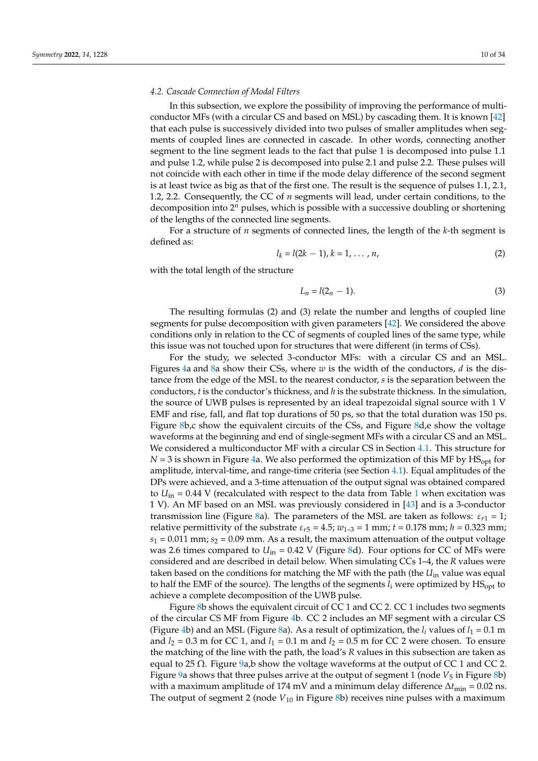### 4.2. Cascade Connection of Modal Filters

In this subsection, we explore the possibility of improving the performance of multiconductor MFs (with a circular CS and based on MSL) by cascading them. It is known [42] that each pulse is successively divided into two pulses of smaller amplitudes when segments of coupled lines are connected in cascade. In other words, connecting another segment to the line segment leads to the fact that pulse 1 is decomposed into pulse 1.1 and pulse 1.2, while pulse 2 is decomposed into pulse 2.1 and pulse 2.2. These pulses will not coincide with each other in time if the mode delay difference of the second segment is at least twice as big as that of the first one. The result is the sequence of pulses 1.1, 2.1, 1.2, 2.2. Consequently, the CC of $n$ segments will lead, under certain conditions, to the decomposition into $2^n$ pulses, which is possible with a successive doubling or shortening of the lengths of the connected line segments.

For a structure of $n$ segments of connected lines, the length of the $k$-th segment is defined as:

$$l_k = l(2k - 1), k = 1, \ldots, n, \tag{2}$$

with the total length of the structure

$$L_n = l(2_n - 1). \tag{3}$$

The resulting formulas (2) and (3) relate the number and lengths of coupled line segments for pulse decomposition with given parameters [42]. We considered the above conditions only in relation to the CC of segments of coupled lines of the same type, while this issue was not touched upon for structures that were different (in terms of CSs).

For the study, we selected 3-conductor MFs: with a circular CS and an MSL. Figures 4a and 8a show their CSs, where $w$ is the width of the conductors, $d$ is the distance from the edge of the MSL to the nearest conductor, $s$ is the separation between the conductors, $t$ is the conductor's thickness, and $h$ is the substrate thickness. In the simulation, the source of UWB pulses is represented by an ideal trapezoidal signal source with 1 V EMF and rise, fall, and flat top durations of 50 ps, so that the total duration was 150 ps. Figure 8b,c show the equivalent circuits of the CSs, and Figure 8d,e show the voltage waveforms at the beginning and end of single-segment MFs with a circular CS and an MSL. We considered a multiconductor MF with a circular CS in Section 4.1. This structure for $N = 3$ is shown in Figure 4a. We also performed the optimization of this MF by $\mathrm{HS_{opt}}$ for amplitude, interval-time, and range-time criteria (see Section 4.1). Equal amplitudes of the DPs were achieved, and a 3-time attenuation of the output signal was obtained compared to $U_{\mathrm{in}} = 0.44$ V (recalculated with respect to the data from Table 1 when excitation was 1 V). An MF based on an MSL was previously considered in [43] and is a 3-conductor transmission line (Figure 8a). The parameters of the MSL are taken as follows: $\varepsilon_{r1} = 1$; relative permittivity of the substrate $\varepsilon_{r5} = 4.5$; $w_{1\text{–}3} = 1$ mm; $t = 0.178$ mm; $h = 0.323$ mm; $s_1 = 0.011$ mm; $s_2 = 0.09$ mm. As a result, the maximum attenuation of the output voltage was 2.6 times compared to $U_{\mathrm{in}} = 0.42$ V (Figure 8d). Four options for CC of MFs were considered and are described in detail below. When simulating CCs 1–4, the $R$ values were taken based on the conditions for matching the MF with the path (the $U_{\mathrm{in}}$ value was equal to half the EMF of the source). The lengths of the segments $l_i$ were optimized by $\mathrm{HS_{opt}}$ to achieve a complete decomposition of the UWB pulse.

Figure 8b shows the equivalent circuit of CC 1 and CC 2. CC 1 includes two segments of the circular CS MF from Figure 4b. CC 2 includes an MF segment with a circular CS (Figure 4b) and an MSL (Figure 8a). As a result of optimization, the $l_i$ values of $l_1 = 0.1$ m and $l_2 = 0.3$ m for CC 1, and $l_1 = 0.1$ m and $l_2 = 0.5$ m for CC 2 were chosen. To ensure the matching of the line with the path, the load's $R$ values in this subsection are taken as equal to 25 Ω. Figure 9a,b show the voltage waveforms at the output of CC 1 and CC 2. Figure 9a shows that three pulses arrive at the output of segment 1 (node $V_5$ in Figure 8b) with a maximum amplitude of 174 mV and a minimum delay difference $\Delta t_{\mathrm{min}} = 0.02$ ns. The output of segment 2 (node $V_{10}$ in Figure 8b) receives nine pulses with a maximum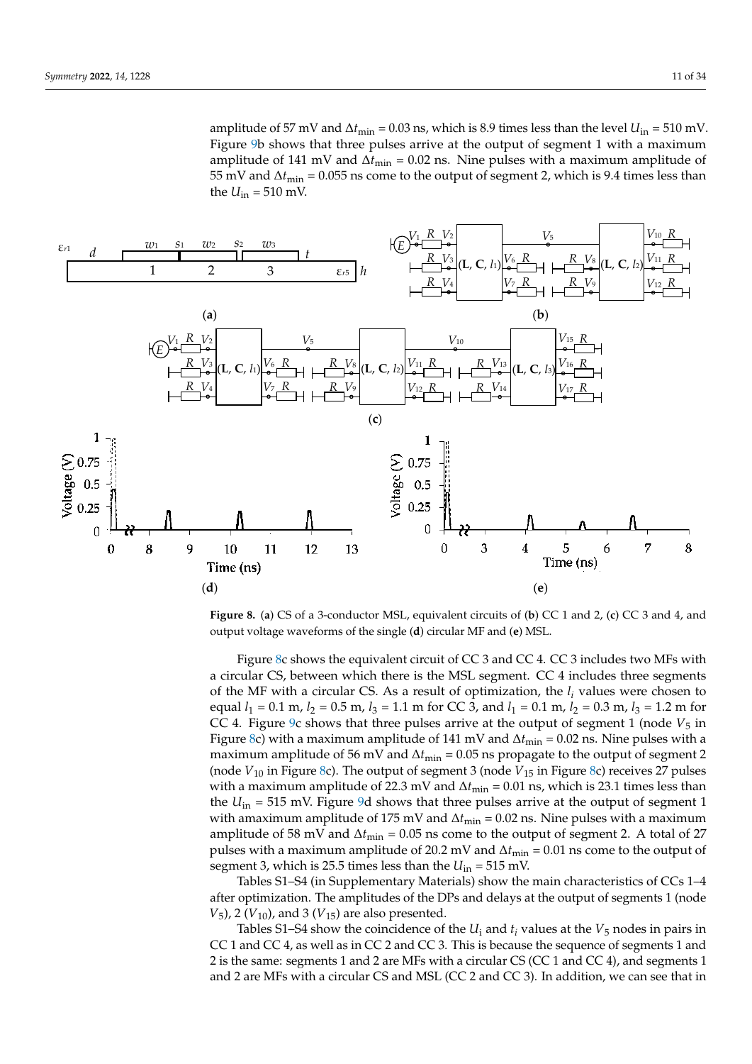amplitude of 57 mV and $\Delta t_{\text{min}}$ = 0.03 ns, which is 8.9 times less than the level $U_{\text{in}}$ = 510 mV. Figure 9b shows that three pulses arrive at the output of segment 1 with a maximum amplitude of 141 mV and $\Delta t_{\text{min}}$ = 0.02 ns. Nine pulses with a maximum amplitude of 55 mV and $\Delta t_{\text{min}}$ = 0.055 ns come to the output of segment 2, which is 9.4 times less than the $U_{\text{in}}$ = 510 mV.

**Figure 8.** (**a**) CS of a 3-conductor MSL, equivalent circuits of (**b**) CC 1 and 2, (**c**) CC 3 and 4, and output voltage waveforms of the single (**d**) circular MF and (**e**) MSL.

Figure 8c shows the equivalent circuit of CC 3 and CC 4. CC 3 includes two MFs with a circular CS, between which there is the MSL segment. CC 4 includes three segments of the MF with a circular CS. As a result of optimization, the $l_i$ values were chosen to equal $l_1$ = 0.1 m, $l_2$ = 0.5 m, $l_3$ = 1.1 m for CC 3, and $l_1$ = 0.1 m, $l_2$ = 0.3 m, $l_3$ = 1.2 m for CC 4. Figure 9c shows that three pulses arrive at the output of segment 1 (node $V_5$ in Figure 8c) with a maximum amplitude of 141 mV and $\Delta t_{\text{min}}$ = 0.02 ns. Nine pulses with a maximum amplitude of 56 mV and $\Delta t_{\text{min}}$ = 0.05 ns propagate to the output of segment 2 (node $V_{10}$ in Figure 8c). The output of segment 3 (node $V_{15}$ in Figure 8c) receives 27 pulses with a maximum amplitude of 22.3 mV and $\Delta t_{\text{min}}$ = 0.01 ns, which is 23.1 times less than the $U_{\text{in}}$ = 515 mV. Figure 9d shows that three pulses arrive at the output of segment 1 with amaximum amplitude of 175 mV and $\Delta t_{\text{min}}$ = 0.02 ns. Nine pulses with a maximum amplitude of 58 mV and $\Delta t_{\text{min}}$ = 0.05 ns come to the output of segment 2. A total of 27 pulses with a maximum amplitude of 20.2 mV and $\Delta t_{\text{min}}$ = 0.01 ns come to the output of segment 3, which is 25.5 times less than the $U_{\text{in}}$ = 515 mV.

Tables S1–S4 (in Supplementary Materials) show the main characteristics of CCs 1–4 after optimization. The amplitudes of the DPs and delays at the output of segments 1 (node $V_5$), 2 ($V_{10}$), and 3 ($V_{15}$) are also presented.

Tables S1–S4 show the coincidence of the $U_{\text{i}}$ and $t_i$ values at the $V_5$ nodes in pairs in CC 1 and CC 4, as well as in CC 2 and CC 3. This is because the sequence of segments 1 and 2 is the same: segments 1 and 2 are MFs with a circular CS (CC 1 and CC 4), and segments 1 and 2 are MFs with a circular CS and MSL (CC 2 and CC 3). In addition, we can see that in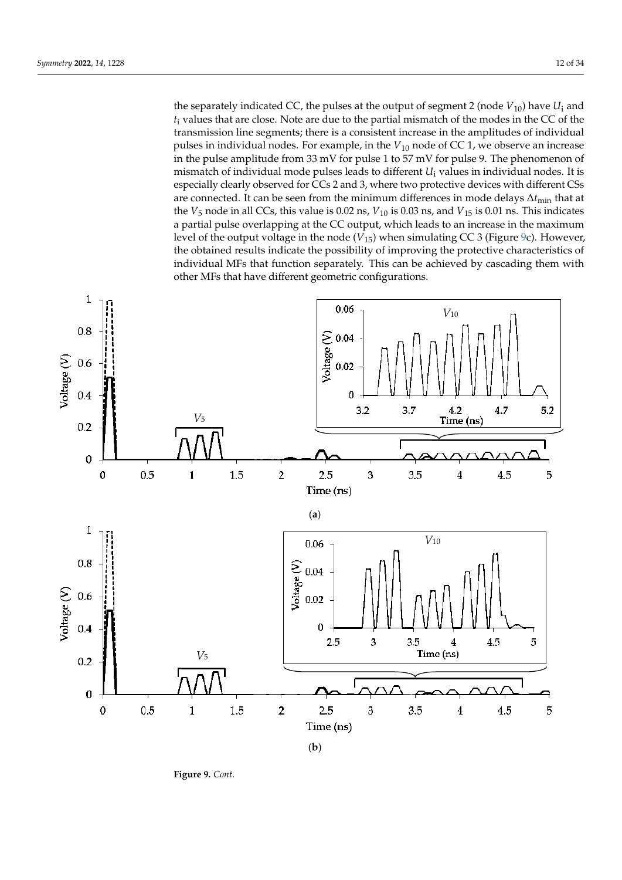the separately indicated CC, the pulses at the output of segment 2 (node $V_{10}$) have $U_i$ and $t_i$ values that are close. Note are due to the partial mismatch of the modes in the CC of the transmission line segments; there is a consistent increase in the amplitudes of individual pulses in individual nodes. For example, in the $V_{10}$ node of CC 1, we observe an increase in the pulse amplitude from 33 mV for pulse 1 to 57 mV for pulse 9. The phenomenon of mismatch of individual mode pulses leads to different $U_i$ values in individual nodes. It is especially clearly observed for CCs 2 and 3, where two protective devices with different CSs are connected. It can be seen from the minimum differences in mode delays $\Delta t_{\min}$ that at the $V_5$ node in all CCs, this value is 0.02 ns, $V_{10}$ is 0.03 ns, and $V_{15}$ is 0.01 ns. This indicates a partial pulse overlapping at the CC output, which leads to an increase in the maximum level of the output voltage in the node ($V_{15}$) when simulating CC 3 (Figure 9c). However, the obtained results indicate the possibility of improving the protective characteristics of individual MFs that function separately. This can be achieved by cascading them with other MFs that have different geometric configurations.

(**a**)

(**b**)

**Figure 9.** *Cont.*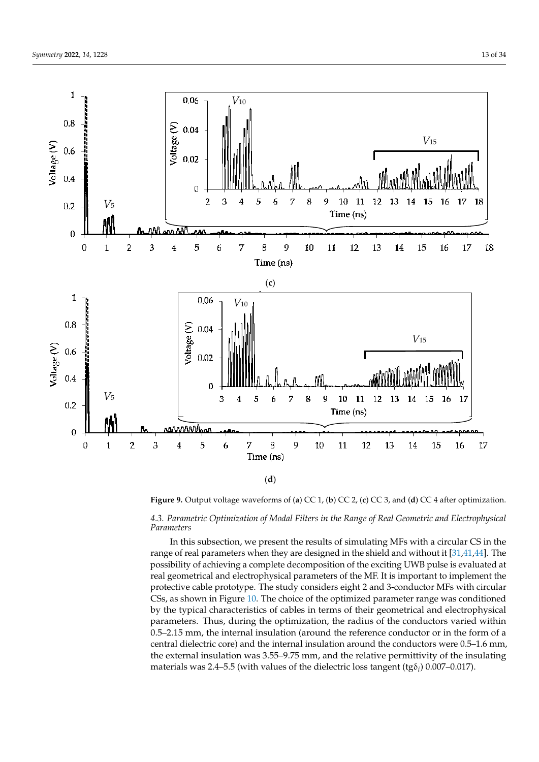(**c**)

(**d**)

**Figure 9.** Output voltage waveforms of (**a**) CC 1, (**b**) CC 2, (**c**) CC 3, and (**d**) CC 4 after optimization.

### *4.3. Parametric Optimization of Modal Filters in the Range of Real Geometric and Electrophysical Parameters*

In this subsection, we present the results of simulating MFs with a circular CS in the range of real parameters when they are designed in the shield and without it [31,41,44]. The possibility of achieving a complete decomposition of the exciting UWB pulse is evaluated at real geometrical and electrophysical parameters of the MF. It is important to implement the protective cable prototype. The study considers eight 2 and 3-conductor MFs with circular CSs, as shown in Figure 10. The choice of the optimized parameter range was conditioned by the typical characteristics of cables in terms of their geometrical and electrophysical parameters. Thus, during the optimization, the radius of the conductors varied within 0.5–2.15 mm, the internal insulation (around the reference conductor or in the form of a central dielectric core) and the internal insulation around the conductors were 0.5–1.6 mm, the external insulation was 3.55–9.75 mm, and the relative permittivity of the insulating materials was 2.4–5.5 (with values of the dielectric loss tangent (tg$\delta_i$) 0.007–0.017).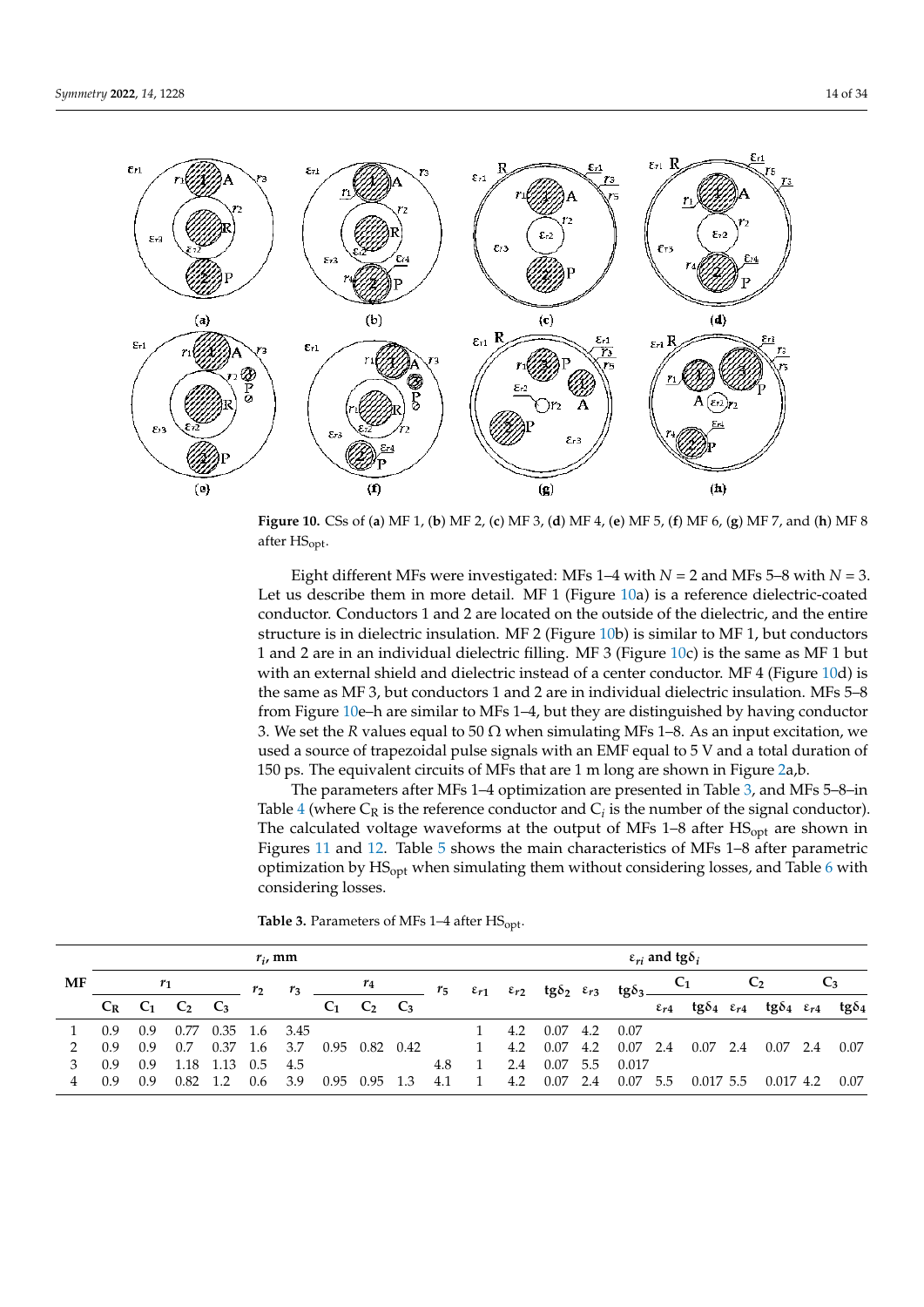**Figure 10.** CSs of (**a**) MF 1, (**b**) MF 2, (**c**) MF 3, (**d**) MF 4, (**e**) MF 5, (**f**) MF 6, (**g**) MF 7, and (**h**) MF 8 after $HS_{opt}$.

Eight different MFs were investigated: MFs 1–4 with $N = 2$ and MFs 5–8 with $N = 3$. Let us describe them in more detail. MF 1 (Figure 10a) is a reference dielectric-coated conductor. Conductors 1 and 2 are located on the outside of the dielectric, and the entire structure is in dielectric insulation. MF 2 (Figure 10b) is similar to MF 1, but conductors 1 and 2 are in an individual dielectric filling. MF 3 (Figure 10c) is the same as MF 1 but with an external shield and dielectric instead of a center conductor. MF 4 (Figure 10d) is the same as MF 3, but conductors 1 and 2 are in individual dielectric insulation. MFs 5–8 from Figure 10e–h are similar to MFs 1–4, but they are distinguished by having conductor 3. We set the $R$ values equal to 50 Ω when simulating MFs 1–8. As an input excitation, we used a source of trapezoidal pulse signals with an EMF equal to 5 V and a total duration of 150 ps. The equivalent circuits of MFs that are 1 m long are shown in Figure 2a,b.

The parameters after MFs 1–4 optimization are presented in Table 3, and MFs 5–8–in Table 4 (where $C_R$ is the reference conductor and $C_i$ is the number of the signal conductor). The calculated voltage waveforms at the output of MFs 1–8 after $HS_{opt}$ are shown in Figures 11 and 12. Table 5 shows the main characteristics of MFs 1–8 after parametric optimization by $HS_{opt}$ when simulating them without considering losses, and Table 6 with considering losses.

**Table 3.** Parameters of MFs 1–4 after $HS_{opt}$.

| MF | $r_i$, mm | | | | | | | | | | $\varepsilon_{ri}$ and $tg\delta_i$ | | | | | | | | | | | |
|---|---|---|---|---|---|---|---|---|---|---|---|---|---|---|---|---|---|---|---|---|---|---|
| | $r_1$ | | | | $r_2$ | $r_3$ | $r_4$ | | | $r_5$ | $\varepsilon_{r1}$ | $\varepsilon_{r2}$ | $tg\delta_2$ | $\varepsilon_{r3}$ | $tg\delta_3$ | $C_1$ | | $C_2$ | | $C_3$ | |
| | $C_R$ | $C_1$ | $C_2$ | $C_3$ | | | $C_1$ | $C_2$ | $C_3$ | | | | | | | $\varepsilon_{r4}$ | $tg\delta_4$ | $\varepsilon_{r4}$ | $tg\delta_4$ | $\varepsilon_{r4}$ | $tg\delta_4$ |
| 1 | 0.9 | 0.9 | 0.77 | 0.35 | 1.6 | 3.45 | | | | | 1 | 4.2 | 0.07 | 4.2 | 0.07 | | | | | | |
| 2 | 0.9 | 0.9 | 0.7 | 0.37 | 1.6 | 3.7 | 0.95 | 0.82 | 0.42 | | 1 | 4.2 | 0.07 | 4.2 | 0.07 | 2.4 | 0.07 | 2.4 | 0.07 | 2.4 | 0.07 |
| 3 | 0.9 | 0.9 | 1.18 | 1.13 | 0.5 | 4.5 | | | | 4.8 | 1 | 2.4 | 0.07 | 5.5 | 0.017 | | | | | | |
| 4 | 0.9 | 0.9 | 0.82 | 1.2 | 0.6 | 3.9 | 0.95 | 0.95 | 1.3 | 4.1 | 1 | 4.2 | 0.07 | 2.4 | 0.07 | 5.5 | 0.017 | 5.5 | 0.017 | 4.2 | 0.07 |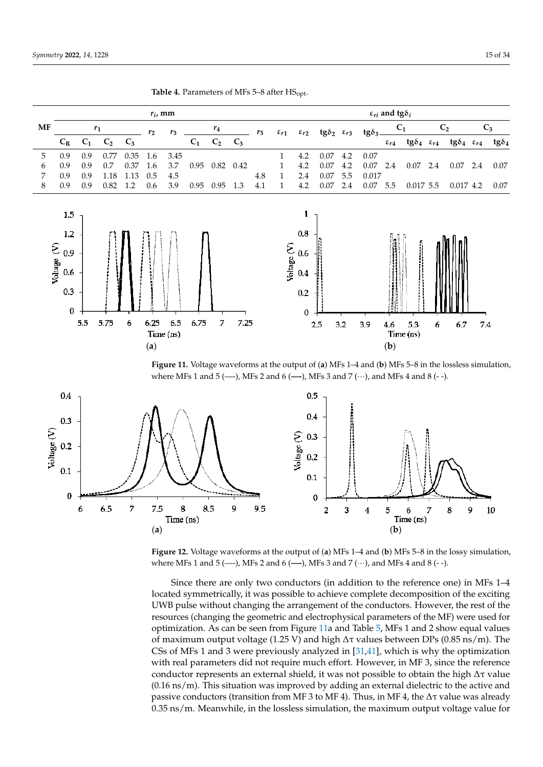**Table 4.** Parameters of MFs 5–8 after $HS_{opt}$.

| MF | $r_i$, mm | | | | | | | | | | $\varepsilon_{ri}$ and $tg\delta_i$ | | | | | | | | | | | |
|---|---|---|---|---|---|---|---|---|---|---|---|---|---|---|---|---|---|---|---|---|---|---|
| | $r_1$ | | | | $r_2$ | $r_3$ | $r_4$ | | | $r_5$ | $\varepsilon_{r1}$ | $\varepsilon_{r2}$ | $tg\delta_2$ | $\varepsilon_{r3}$ | $tg\delta_3$ | $C_1$ | | $C_2$ | | $C_3$ | |
| | $C_R$ | $C_1$ | $C_2$ | $C_3$ | | | $C_1$ | $C_2$ | $C_3$ | | | | | | | $\varepsilon_{r4}$ | $tg\delta_4$ | $\varepsilon_{r4}$ | $tg\delta_4$ | $\varepsilon_{r4}$ | $tg\delta_4$ |
| 5 | 0.9 | 0.9 | 0.77 | 0.35 | 1.6 | 3.45 | | | | | 1 | 4.2 | 0.07 | 4.2 | 0.07 | | | | | | |
| 6 | 0.9 | 0.9 | 0.7 | 0.37 | 1.6 | 3.7 | 0.95 | 0.82 | 0.42 | | 1 | 4.2 | 0.07 | 4.2 | 0.07 | 2.4 | 0.07 | 2.4 | 0.07 | 2.4 | 0.07 |
| 7 | 0.9 | 0.9 | 1.18 | 1.13 | 0.5 | 4.5 | | | | 4.8 | 1 | 2.4 | 0.07 | 5.5 | 0.017 | | | | | | |
| 8 | 0.9 | 0.9 | 0.82 | 1.2 | 0.6 | 3.9 | 0.95 | 0.95 | 1.3 | 4.1 | 1 | 4.2 | 0.07 | 2.4 | 0.07 | 5.5 | 0.017 | 5.5 | 0.017 | 4.2 | 0.07 |

**Figure 11.** Voltage waveforms at the output of (**a**) MFs 1–4 and (**b**) MFs 5–8 in the lossless simulation, where MFs 1 and 5 (—), MFs 2 and 6 (—), MFs 3 and 7 (···), and MFs 4 and 8 (- -).

**Figure 12.** Voltage waveforms at the output of (**a**) MFs 1–4 and (**b**) MFs 5–8 in the lossy simulation, where MFs 1 and 5 (—), MFs 2 and 6 (—), MFs 3 and 7 (···), and MFs 4 and 8 (- -).

Since there are only two conductors (in addition to the reference one) in MFs 1–4 located symmetrically, it was possible to achieve complete decomposition of the exciting UWB pulse without changing the arrangement of the conductors. However, the rest of the resources (changing the geometric and electrophysical parameters of the MF) were used for optimization. As can be seen from Figure 11a and Table 5, MFs 1 and 2 show equal values of maximum output voltage (1.25 V) and high $\Delta\tau$ values between DPs (0.85 ns/m). The CSs of MFs 1 and 3 were previously analyzed in [31,41], which is why the optimization with real parameters did not require much effort. However, in MF 3, since the reference conductor represents an external shield, it was not possible to obtain the high $\Delta\tau$ value (0.16 ns/m). This situation was improved by adding an external dielectric to the active and passive conductors (transition from MF 3 to MF 4). Thus, in MF 4, the $\Delta\tau$ value was already 0.35 ns/m. Meanwhile, in the lossless simulation, the maximum output voltage value for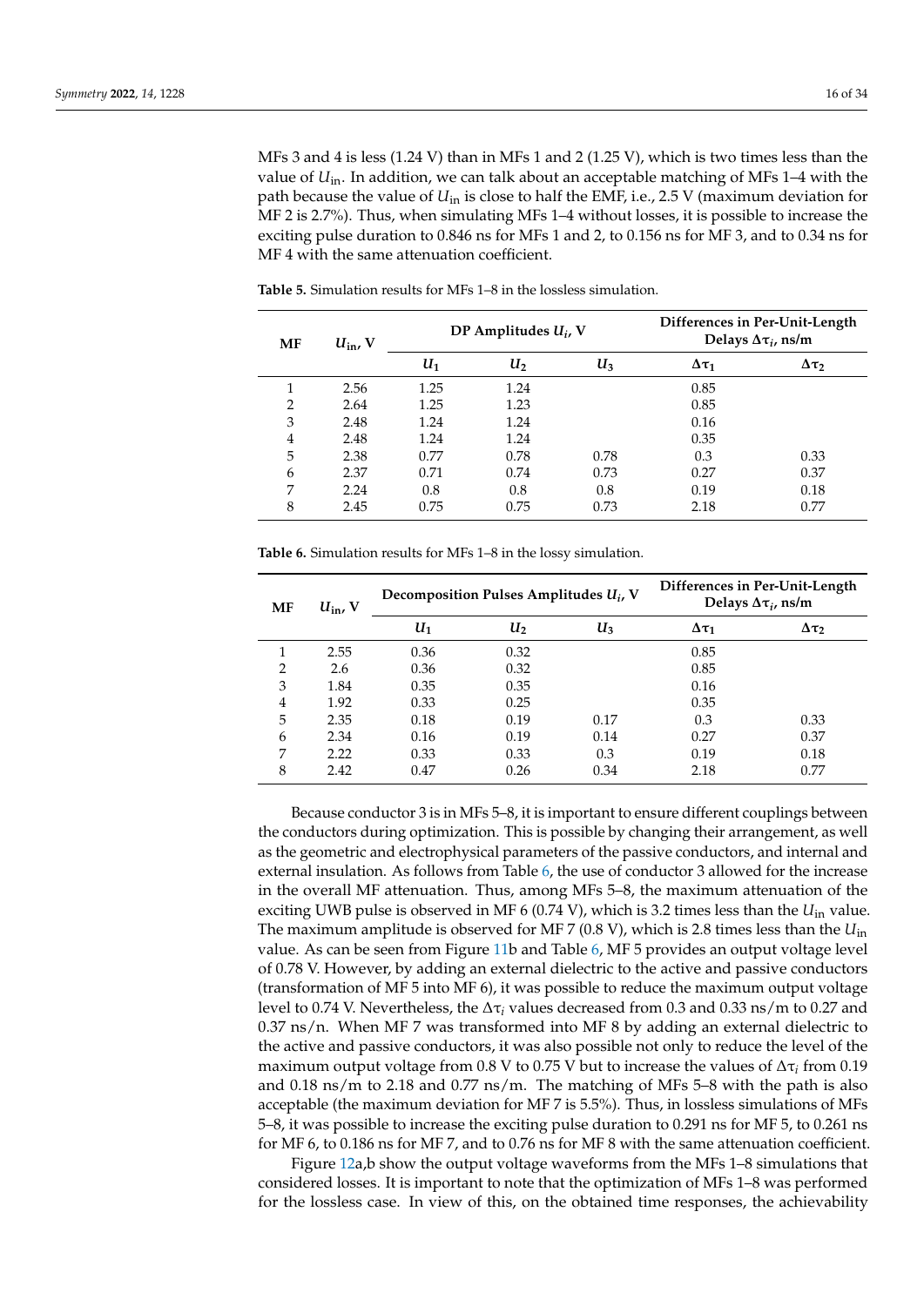MFs 3 and 4 is less (1.24 V) than in MFs 1 and 2 (1.25 V), which is two times less than the value of $U_{\text{in}}$. In addition, we can talk about an acceptable matching of MFs 1–4 with the path because the value of $U_{\text{in}}$ is close to half the EMF, i.e., 2.5 V (maximum deviation for MF 2 is 2.7%). Thus, when simulating MFs 1–4 without losses, it is possible to increase the exciting pulse duration to 0.846 ns for MFs 1 and 2, to 0.156 ns for MF 3, and to 0.34 ns for MF 4 with the same attenuation coefficient.

**Table 5.** Simulation results for MFs 1–8 in the lossless simulation.

| MF | $U_{\text{in}}$, V | DP Amplitudes $U_i$, V | | | Differences in Per-Unit-Length Delays $\Delta\tau_i$, ns/m | |
|---|---|---|---|---|---|---|
| | | $U_1$ | $U_2$ | $U_3$ | $\Delta\tau_1$ | $\Delta\tau_2$ |
| 1 | 2.56 | 1.25 | 1.24 | | 0.85 | |
| 2 | 2.64 | 1.25 | 1.23 | | 0.85 | |
| 3 | 2.48 | 1.24 | 1.24 | | 0.16 | |
| 4 | 2.48 | 1.24 | 1.24 | | 0.35 | |
| 5 | 2.38 | 0.77 | 0.78 | 0.78 | 0.3 | 0.33 |
| 6 | 2.37 | 0.71 | 0.74 | 0.73 | 0.27 | 0.37 |
| 7 | 2.24 | 0.8 | 0.8 | 0.8 | 0.19 | 0.18 |
| 8 | 2.45 | 0.75 | 0.75 | 0.73 | 2.18 | 0.77 |

**Table 6.** Simulation results for MFs 1–8 in the lossy simulation.

| MF | $U_{\text{in}}$, V | Decomposition Pulses Amplitudes $U_i$, V | | | Differences in Per-Unit-Length Delays $\Delta\tau_i$, ns/m | |
|---|---|---|---|---|---|---|
| | | $U_1$ | $U_2$ | $U_3$ | $\Delta\tau_1$ | $\Delta\tau_2$ |
| 1 | 2.55 | 0.36 | 0.32 | | 0.85 | |
| 2 | 2.6 | 0.36 | 0.32 | | 0.85 | |
| 3 | 1.84 | 0.35 | 0.35 | | 0.16 | |
| 4 | 1.92 | 0.33 | 0.25 | | 0.35 | |
| 5 | 2.35 | 0.18 | 0.19 | 0.17 | 0.3 | 0.33 |
| 6 | 2.34 | 0.16 | 0.19 | 0.14 | 0.27 | 0.37 |
| 7 | 2.22 | 0.33 | 0.33 | 0.3 | 0.19 | 0.18 |
| 8 | 2.42 | 0.47 | 0.26 | 0.34 | 2.18 | 0.77 |

Because conductor 3 is in MFs 5–8, it is important to ensure different couplings between the conductors during optimization. This is possible by changing their arrangement, as well as the geometric and electrophysical parameters of the passive conductors, and internal and external insulation. As follows from Table 6, the use of conductor 3 allowed for the increase in the overall MF attenuation. Thus, among MFs 5–8, the maximum attenuation of the exciting UWB pulse is observed in MF 6 (0.74 V), which is 3.2 times less than the $U_{\text{in}}$ value. The maximum amplitude is observed for MF 7 (0.8 V), which is 2.8 times less than the $U_{\text{in}}$ value. As can be seen from Figure 11b and Table 6, MF 5 provides an output voltage level of 0.78 V. However, by adding an external dielectric to the active and passive conductors (transformation of MF 5 into MF 6), it was possible to reduce the maximum output voltage level to 0.74 V. Nevertheless, the $\Delta\tau_i$ values decreased from 0.3 and 0.33 ns/m to 0.27 and 0.37 ns/n. When MF 7 was transformed into MF 8 by adding an external dielectric to the active and passive conductors, it was also possible not only to reduce the level of the maximum output voltage from 0.8 V to 0.75 V but to increase the values of $\Delta\tau_i$ from 0.19 and 0.18 ns/m to 2.18 and 0.77 ns/m. The matching of MFs 5–8 with the path is also acceptable (the maximum deviation for MF 7 is 5.5%). Thus, in lossless simulations of MFs 5–8, it was possible to increase the exciting pulse duration to 0.291 ns for MF 5, to 0.261 ns for MF 6, to 0.186 ns for MF 7, and to 0.76 ns for MF 8 with the same attenuation coefficient.

Figure 12a,b show the output voltage waveforms from the MFs 1–8 simulations that considered losses. It is important to note that the optimization of MFs 1–8 was performed for the lossless case. In view of this, on the obtained time responses, the achievability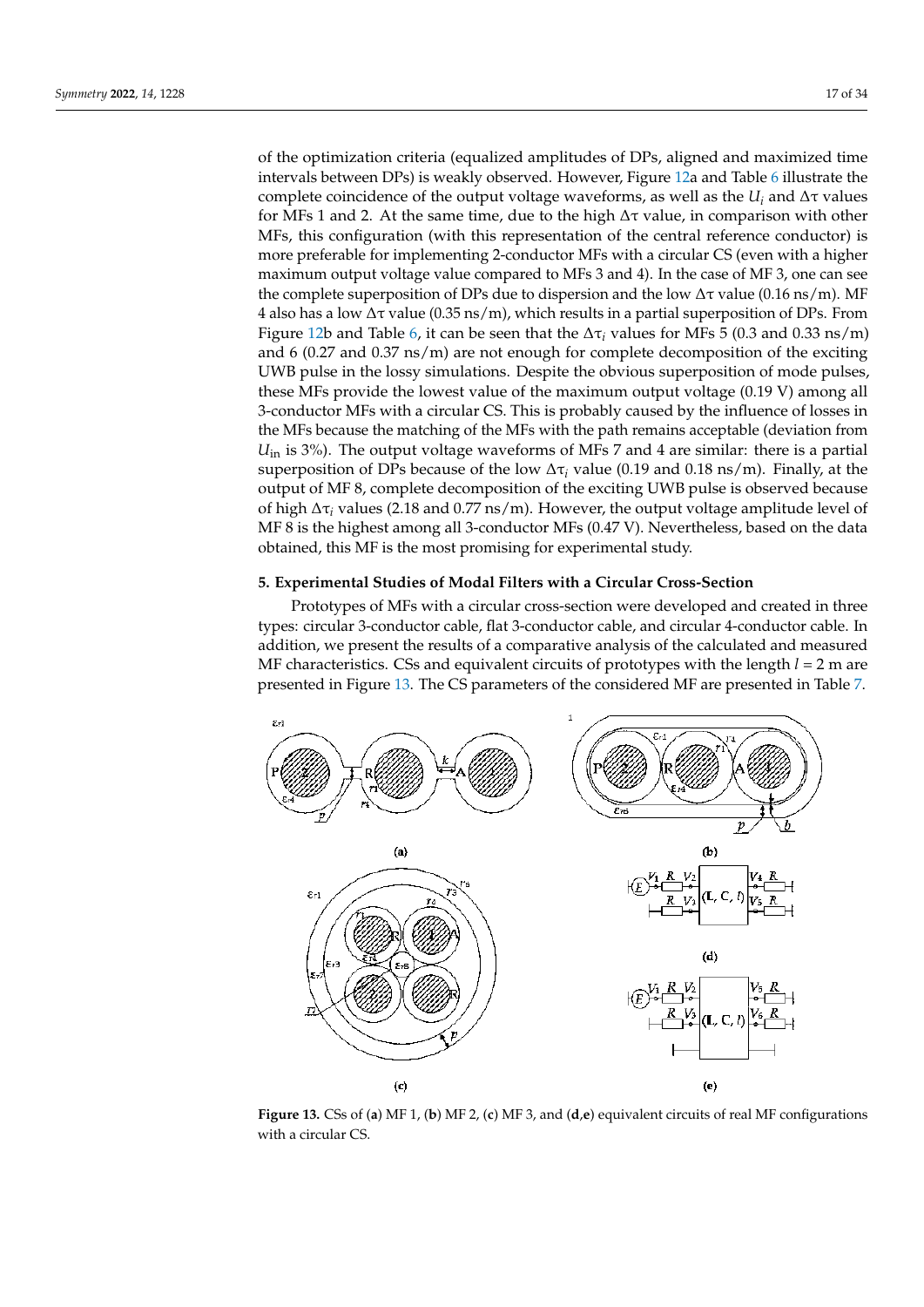of the optimization criteria (equalized amplitudes of DPs, aligned and maximized time intervals between DPs) is weakly observed. However, Figure 12a and Table 6 illustrate the complete coincidence of the output voltage waveforms, as well as the $U_i$ and $\Delta\tau$ values for MFs 1 and 2. At the same time, due to the high $\Delta\tau$ value, in comparison with other MFs, this configuration (with this representation of the central reference conductor) is more preferable for implementing 2-conductor MFs with a circular CS (even with a higher maximum output voltage value compared to MFs 3 and 4). In the case of MF 3, one can see the complete superposition of DPs due to dispersion and the low $\Delta\tau$ value (0.16 ns/m). MF 4 also has a low $\Delta\tau$ value (0.35 ns/m), which results in a partial superposition of DPs. From Figure 12b and Table 6, it can be seen that the $\Delta\tau_i$ values for MFs 5 (0.3 and 0.33 ns/m) and 6 (0.27 and 0.37 ns/m) are not enough for complete decomposition of the exciting UWB pulse in the lossy simulations. Despite the obvious superposition of mode pulses, these MFs provide the lowest value of the maximum output voltage (0.19 V) among all 3-conductor MFs with a circular CS. This is probably caused by the influence of losses in the MFs because the matching of the MFs with the path remains acceptable (deviation from $U_{\text{in}}$ is 3%). The output voltage waveforms of MFs 7 and 4 are similar: there is a partial superposition of DPs because of the low $\Delta\tau_i$ value (0.19 and 0.18 ns/m). Finally, at the output of MF 8, complete decomposition of the exciting UWB pulse is observed because of high $\Delta\tau_i$ values (2.18 and 0.77 ns/m). However, the output voltage amplitude level of MF 8 is the highest among all 3-conductor MFs (0.47 V). Nevertheless, based on the data obtained, this MF is the most promising for experimental study.

## 5. Experimental Studies of Modal Filters with a Circular Cross-Section

Prototypes of MFs with a circular cross-section were developed and created in three types: circular 3-conductor cable, flat 3-conductor cable, and circular 4-conductor cable. In addition, we present the results of a comparative analysis of the calculated and measured MF characteristics. CSs and equivalent circuits of prototypes with the length $l$ = 2 m are presented in Figure 13. The CS parameters of the considered MF are presented in Table 7.

**Figure 13.** CSs of (**a**) MF 1, (**b**) MF 2, (**c**) MF 3, and (**d**,**e**) equivalent circuits of real MF configurations with a circular CS.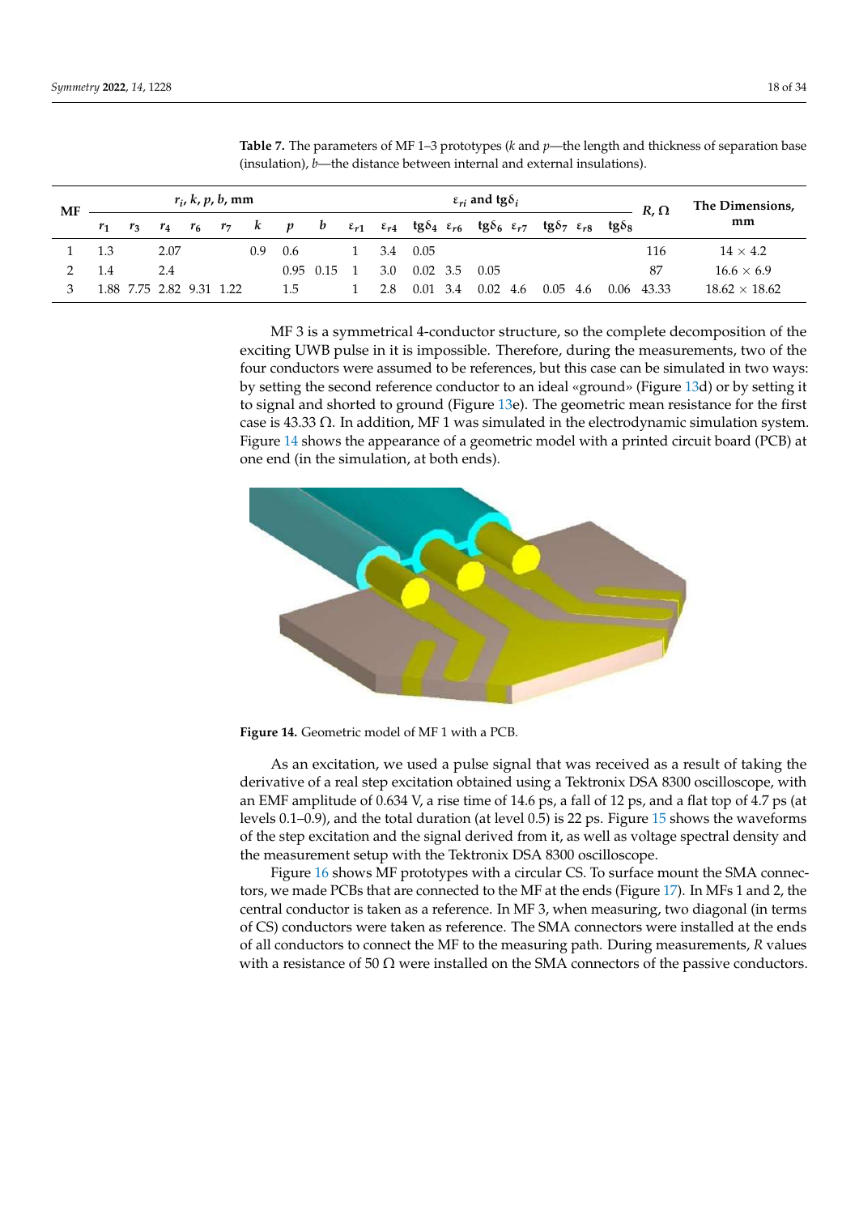**Table 7.** The parameters of MF 1–3 prototypes (*k* and *p*—the length and thickness of separation base (insulation), *b*—the distance between internal and external insulations).

| MF | $r_i$, $k$, $p$, $b$, mm | | | | | | | | $\varepsilon_{ri}$ and $\text{tg}\delta_i$ | | | | | | | | | $R$, Ω | The Dimensions, mm |
|---|---|---|---|---|---|---|---|---|---|---|---|---|---|---|---|---|---|---|---|
| | $r_1$ | $r_3$ | $r_4$ | $r_6$ | $r_7$ | $k$ | $p$ | $b$ | $\varepsilon_{r1}$ | $\varepsilon_{r4}$ | $\text{tg}\delta_4$ | $\varepsilon_{r6}$ | $\text{tg}\delta_6$ | $\varepsilon_{r7}$ | $\text{tg}\delta_7$ | $\varepsilon_{r8}$ | $\text{tg}\delta_8$ | | |
| 1 | 1.3 | | 2.07 | | | 0.9 | 0.6 | | 1 | 3.4 | 0.05 | | | | | | | 116 | 14 × 4.2 |
| 2 | 1.4 | | 2.4 | | | | 0.95 | 0.15 | 1 | 3.0 | 0.02 | 3.5 | 0.05 | | | | | 87 | 16.6 × 6.9 |
| 3 | 1.88 | 7.75 | 2.82 | 9.31 | 1.22 | | 1.5 | | 1 | 2.8 | 0.01 | 3.4 | 0.02 | 4.6 | 0.05 | 4.6 | 0.06 | 43.33 | 18.62 × 18.62 |

MF 3 is a symmetrical 4-conductor structure, so the complete decomposition of the exciting UWB pulse in it is impossible. Therefore, during the measurements, two of the four conductors were assumed to be references, but this case can be simulated in two ways: by setting the second reference conductor to an ideal «ground» (Figure 13d) or by setting it to signal and shorted to ground (Figure 13e). The geometric mean resistance for the first case is 43.33 Ω. In addition, MF 1 was simulated in the electrodynamic simulation system. Figure 14 shows the appearance of a geometric model with a printed circuit board (PCB) at one end (in the simulation, at both ends).

**Figure 14.** Geometric model of MF 1 with a PCB.

As an excitation, we used a pulse signal that was received as a result of taking the derivative of a real step excitation obtained using a Tektronix DSA 8300 oscilloscope, with an EMF amplitude of 0.634 V, a rise time of 14.6 ps, a fall of 12 ps, and a flat top of 4.7 ps (at levels 0.1–0.9), and the total duration (at level 0.5) is 22 ps. Figure 15 shows the waveforms of the step excitation and the signal derived from it, as well as voltage spectral density and the measurement setup with the Tektronix DSA 8300 oscilloscope.

Figure 16 shows MF prototypes with a circular CS. To surface mount the SMA connectors, we made PCBs that are connected to the MF at the ends (Figure 17). In MFs 1 and 2, the central conductor is taken as a reference. In MF 3, when measuring, two diagonal (in terms of CS) conductors were taken as reference. The SMA connectors were installed at the ends of all conductors to connect the MF to the measuring path. During measurements, $R$ values with a resistance of 50 Ω were installed on the SMA connectors of the passive conductors.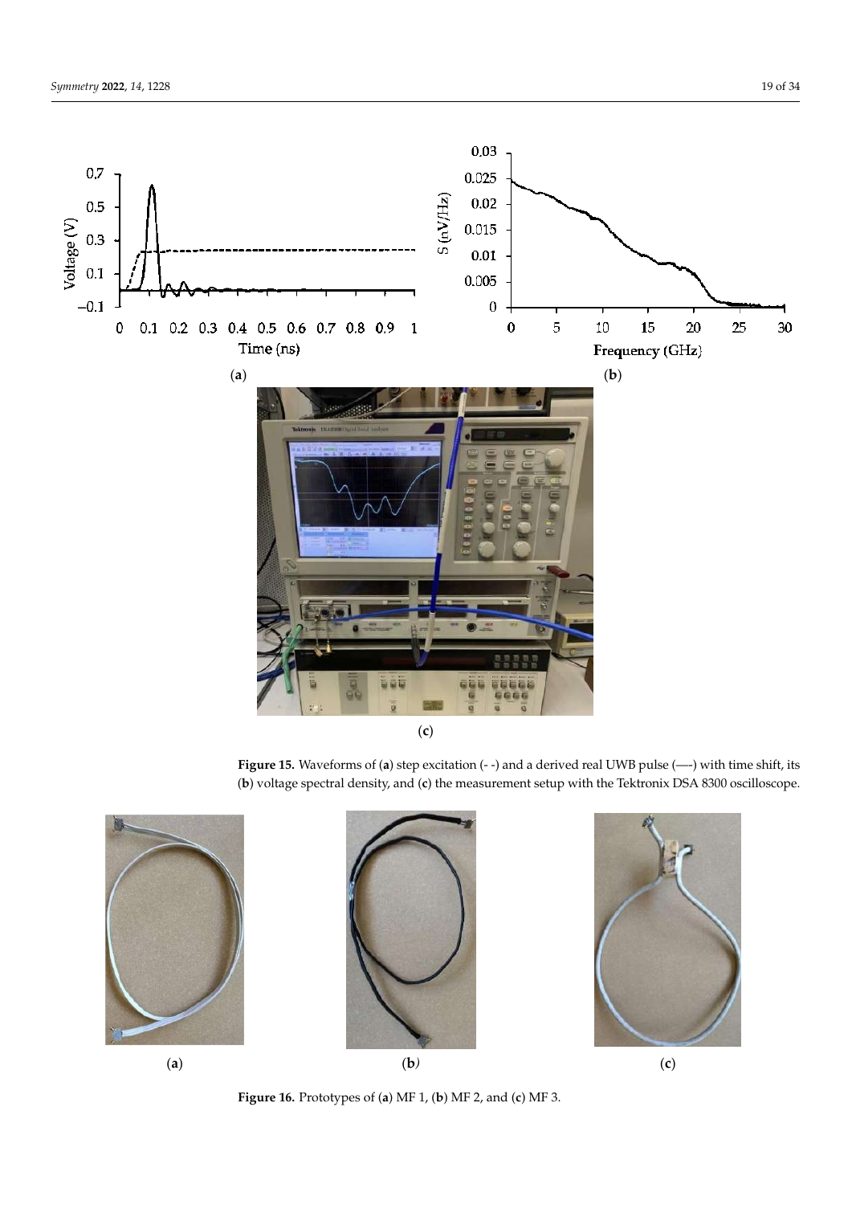**Figure 15.** Waveforms of (**a**) step excitation (- -) and a derived real UWB pulse (—) with time shift, its (**b**) voltage spectral density, and (**c**) the measurement setup with the Tektronix DSA 8300 oscilloscope.

**Figure 16.** Prototypes of (**a**) MF 1, (**b**) MF 2, and (**c**) MF 3.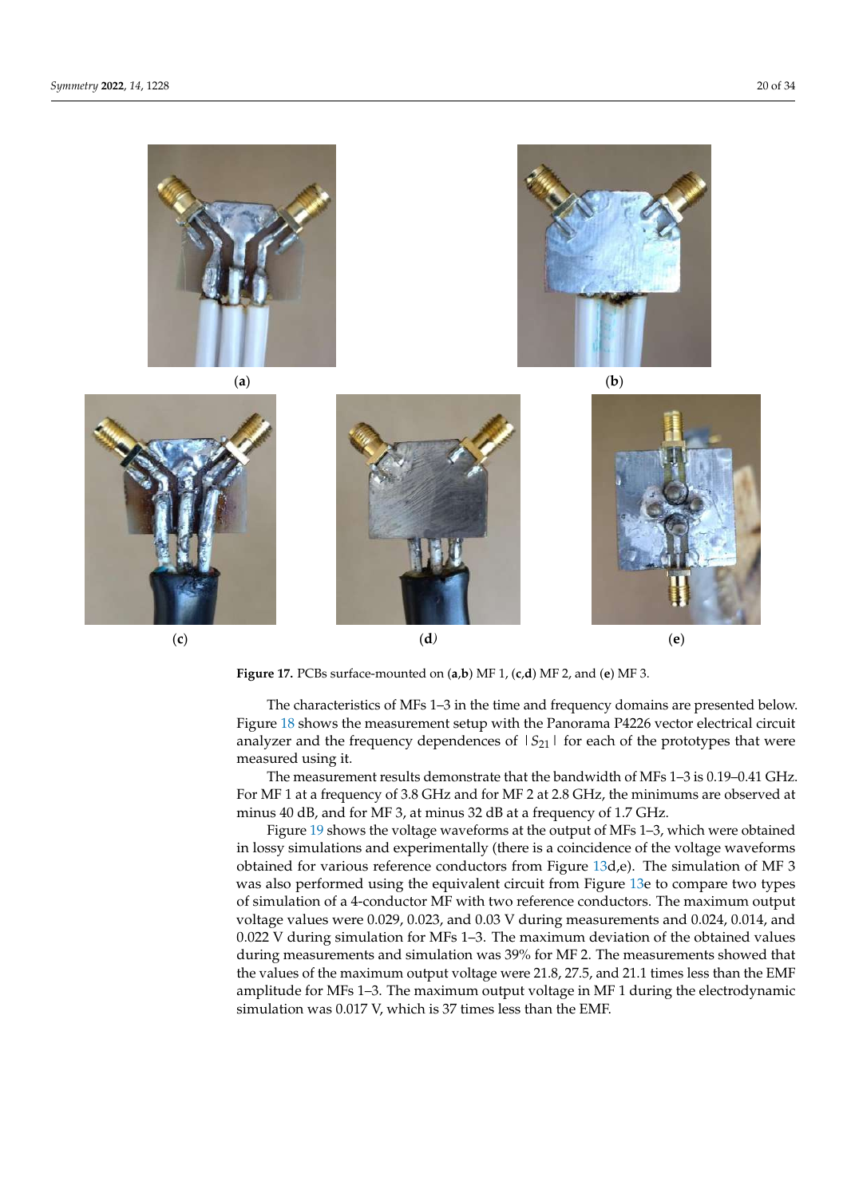(**a**)

(**b**)

(**c**)

(**d**)

(**e**)

**Figure 17.** PCBs surface-mounted on (**a**,**b**) MF 1, (**c**,**d**) MF 2, and (**e**) MF 3.

The characteristics of MFs 1–3 in the time and frequency domains are presented below. Figure 18 shows the measurement setup with the Panorama P4226 vector electrical circuit analyzer and the frequency dependences of $|S_{21}|$ for each of the prototypes that were measured using it.

The measurement results demonstrate that the bandwidth of MFs 1–3 is 0.19–0.41 GHz. For MF 1 at a frequency of 3.8 GHz and for MF 2 at 2.8 GHz, the minimums are observed at minus 40 dB, and for MF 3, at minus 32 dB at a frequency of 1.7 GHz.

Figure 19 shows the voltage waveforms at the output of MFs 1–3, which were obtained in lossy simulations and experimentally (there is a coincidence of the voltage waveforms obtained for various reference conductors from Figure 13d,e). The simulation of MF 3 was also performed using the equivalent circuit from Figure 13e to compare two types of simulation of a 4-conductor MF with two reference conductors. The maximum output voltage values were 0.029, 0.023, and 0.03 V during measurements and 0.024, 0.014, and 0.022 V during simulation for MFs 1–3. The maximum deviation of the obtained values during measurements and simulation was 39% for MF 2. The measurements showed that the values of the maximum output voltage were 21.8, 27.5, and 21.1 times less than the EMF amplitude for MFs 1–3. The maximum output voltage in MF 1 during the electrodynamic simulation was 0.017 V, which is 37 times less than the EMF.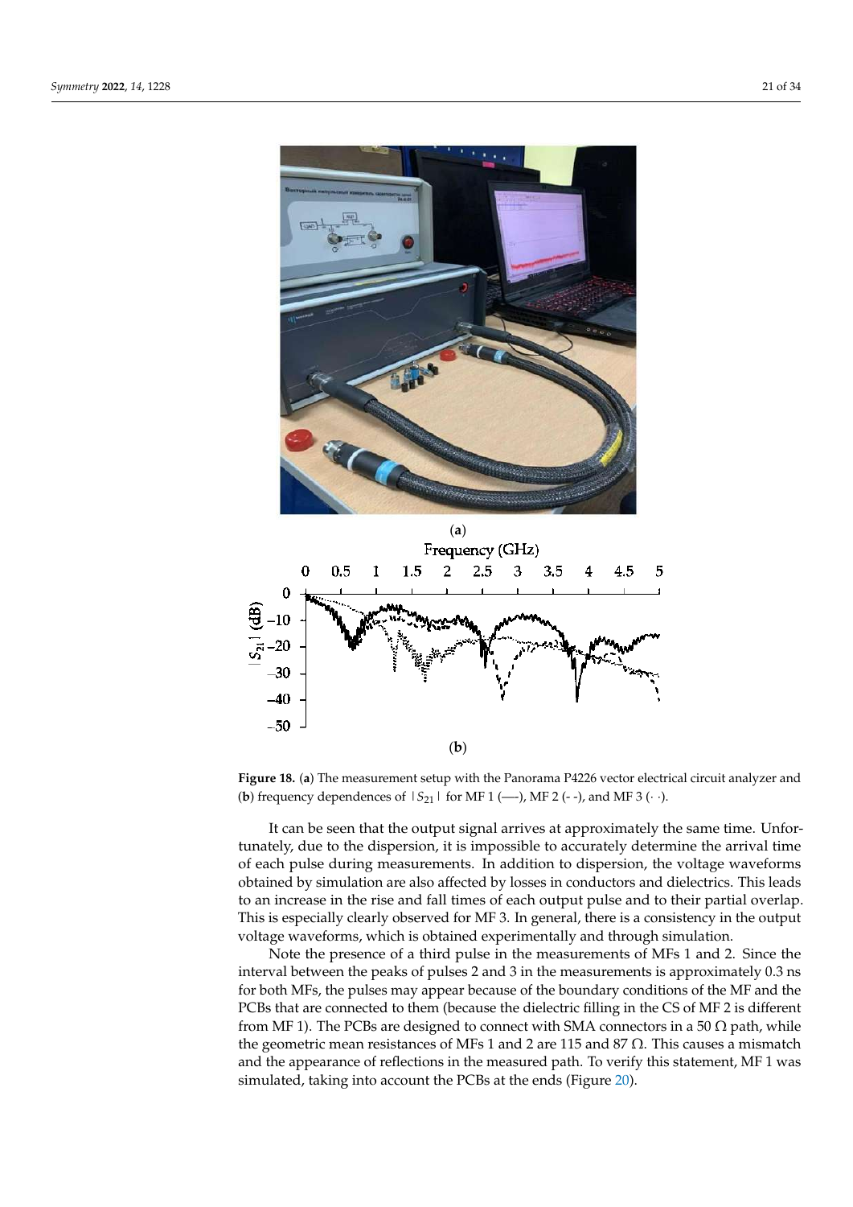(**a**)

(**b**)

**Figure 18.** (**a**) The measurement setup with the Panorama P4226 vector electrical circuit analyzer and (**b**) frequency dependences of $|S_{21}|$ for MF 1 (—), MF 2 (- -), and MF 3 (· ·).

It can be seen that the output signal arrives at approximately the same time. Unfortunately, due to the dispersion, it is impossible to accurately determine the arrival time of each pulse during measurements. In addition to dispersion, the voltage waveforms obtained by simulation are also affected by losses in conductors and dielectrics. This leads to an increase in the rise and fall times of each output pulse and to their partial overlap. This is especially clearly observed for MF 3. In general, there is a consistency in the output voltage waveforms, which is obtained experimentally and through simulation.

Note the presence of a third pulse in the measurements of MFs 1 and 2. Since the interval between the peaks of pulses 2 and 3 in the measurements is approximately 0.3 ns for both MFs, the pulses may appear because of the boundary conditions of the MF and the PCBs that are connected to them (because the dielectric filling in the CS of MF 2 is different from MF 1). The PCBs are designed to connect with SMA connectors in a 50 Ω path, while the geometric mean resistances of MFs 1 and 2 are 115 and 87 Ω. This causes a mismatch and the appearance of reflections in the measured path. To verify this statement, MF 1 was simulated, taking into account the PCBs at the ends (Figure 20).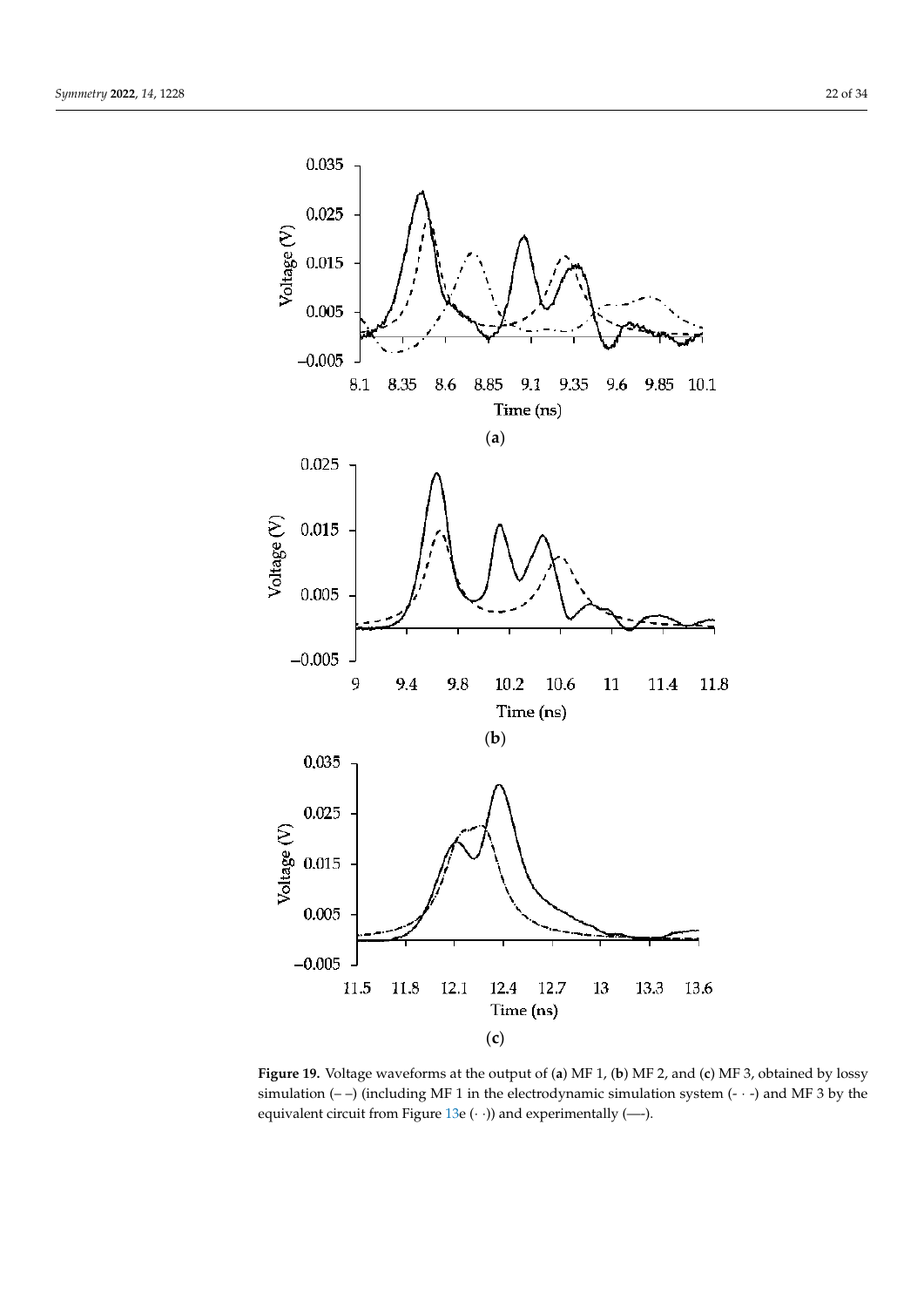**Figure 19.** Voltage waveforms at the output of (**a**) MF 1, (**b**) MF 2, and (**c**) MF 3, obtained by lossy simulation (– –) (including MF 1 in the electrodynamic simulation system (- · -) and MF 3 by the equivalent circuit from Figure 13e (· ·)) and experimentally (—).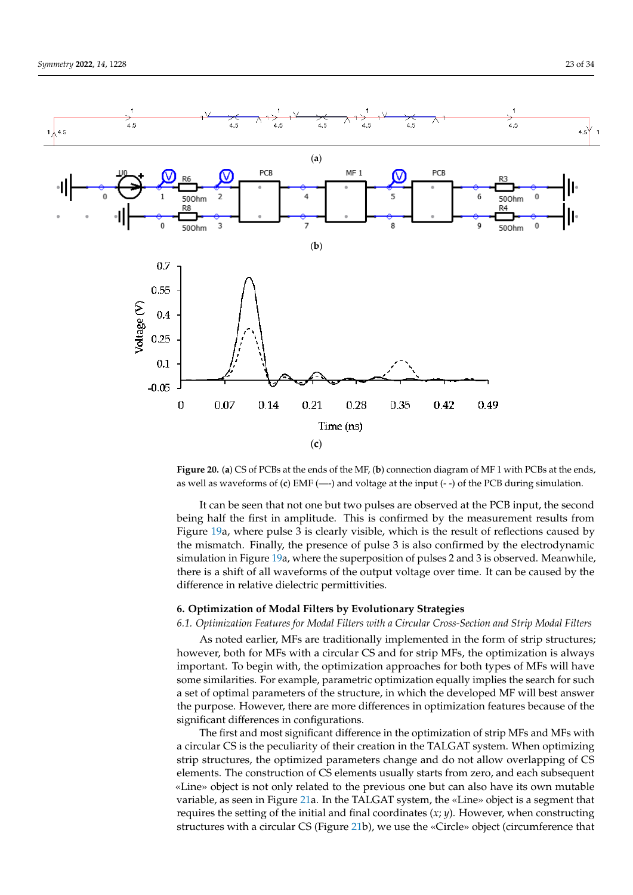**Figure 20.** (**a**) CS of PCBs at the ends of the MF, (**b**) connection diagram of MF 1 with PCBs at the ends, as well as waveforms of (**c**) EMF (—) and voltage at the input (- -) of the PCB during simulation.

It can be seen that not one but two pulses are observed at the PCB input, the second being half the first in amplitude. This is confirmed by the measurement results from Figure 19a, where pulse 3 is clearly visible, which is the result of reflections caused by the mismatch. Finally, the presence of pulse 3 is also confirmed by the electrodynamic simulation in Figure 19a, where the superposition of pulses 2 and 3 is observed. Meanwhile, there is a shift of all waveforms of the output voltage over time. It can be caused by the difference in relative dielectric permittivities.

## 6. Optimization of Modal Filters by Evolutionary Strategies

### *6.1. Optimization Features for Modal Filters with a Circular Cross-Section and Strip Modal Filters*

As noted earlier, MFs are traditionally implemented in the form of strip structures; however, both for MFs with a circular CS and for strip MFs, the optimization is always important. To begin with, the optimization approaches for both types of MFs will have some similarities. For example, parametric optimization equally implies the search for such a set of optimal parameters of the structure, in which the developed MF will best answer the purpose. However, there are more differences in optimization features because of the significant differences in configurations.

The first and most significant difference in the optimization of strip MFs and MFs with a circular CS is the peculiarity of their creation in the TALGAT system. When optimizing strip structures, the optimized parameters change and do not allow overlapping of CS elements. The construction of CS elements usually starts from zero, and each subsequent «Line» object is not only related to the previous one but can also have its own mutable variable, as seen in Figure 21a. In the TALGAT system, the «Line» object is a segment that requires the setting of the initial and final coordinates ($x$; $y$). However, when constructing structures with a circular CS (Figure 21b), we use the «Circle» object (circumference that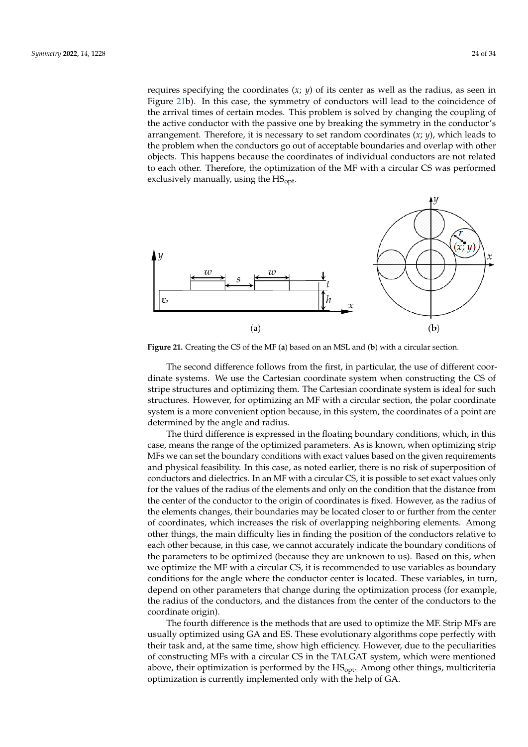requires specifying the coordinates ($x$; $y$) of its center as well as the radius, as seen in Figure 21b). In this case, the symmetry of conductors will lead to the coincidence of the arrival times of certain modes. This problem is solved by changing the coupling of the active conductor with the passive one by breaking the symmetry in the conductor's arrangement. Therefore, it is necessary to set random coordinates ($x$; $y$), which leads to the problem when the conductors go out of acceptable boundaries and overlap with other objects. This happens because the coordinates of individual conductors are not related to each other. Therefore, the optimization of the MF with a circular CS was performed exclusively manually, using the $HS_{opt}$.

**Figure 21.** Creating the CS of the MF (**a**) based on an MSL and (**b**) with a circular section.

The second difference follows from the first, in particular, the use of different coordinate systems. We use the Cartesian coordinate system when constructing the CS of stripe structures and optimizing them. The Cartesian coordinate system is ideal for such structures. However, for optimizing an MF with a circular section, the polar coordinate system is a more convenient option because, in this system, the coordinates of a point are determined by the angle and radius.

The third difference is expressed in the floating boundary conditions, which, in this case, means the range of the optimized parameters. As is known, when optimizing strip MFs we can set the boundary conditions with exact values based on the given requirements and physical feasibility. In this case, as noted earlier, there is no risk of superposition of conductors and dielectrics. In an MF with a circular CS, it is possible to set exact values only for the values of the radius of the elements and only on the condition that the distance from the center of the conductor to the origin of coordinates is fixed. However, as the radius of the elements changes, their boundaries may be located closer to or further from the center of coordinates, which increases the risk of overlapping neighboring elements. Among other things, the main difficulty lies in finding the position of the conductors relative to each other because, in this case, we cannot accurately indicate the boundary conditions of the parameters to be optimized (because they are unknown to us). Based on this, when we optimize the MF with a circular CS, it is recommended to use variables as boundary conditions for the angle where the conductor center is located. These variables, in turn, depend on other parameters that change during the optimization process (for example, the radius of the conductors, and the distances from the center of the conductors to the coordinate origin).

The fourth difference is the methods that are used to optimize the MF. Strip MFs are usually optimized using GA and ES. These evolutionary algorithms cope perfectly with their task and, at the same time, show high efficiency. However, due to the peculiarities of constructing MFs with a circular CS in the TALGAT system, which were mentioned above, their optimization is performed by the $HS_{opt}$. Among other things, multicriteria optimization is currently implemented only with the help of GA.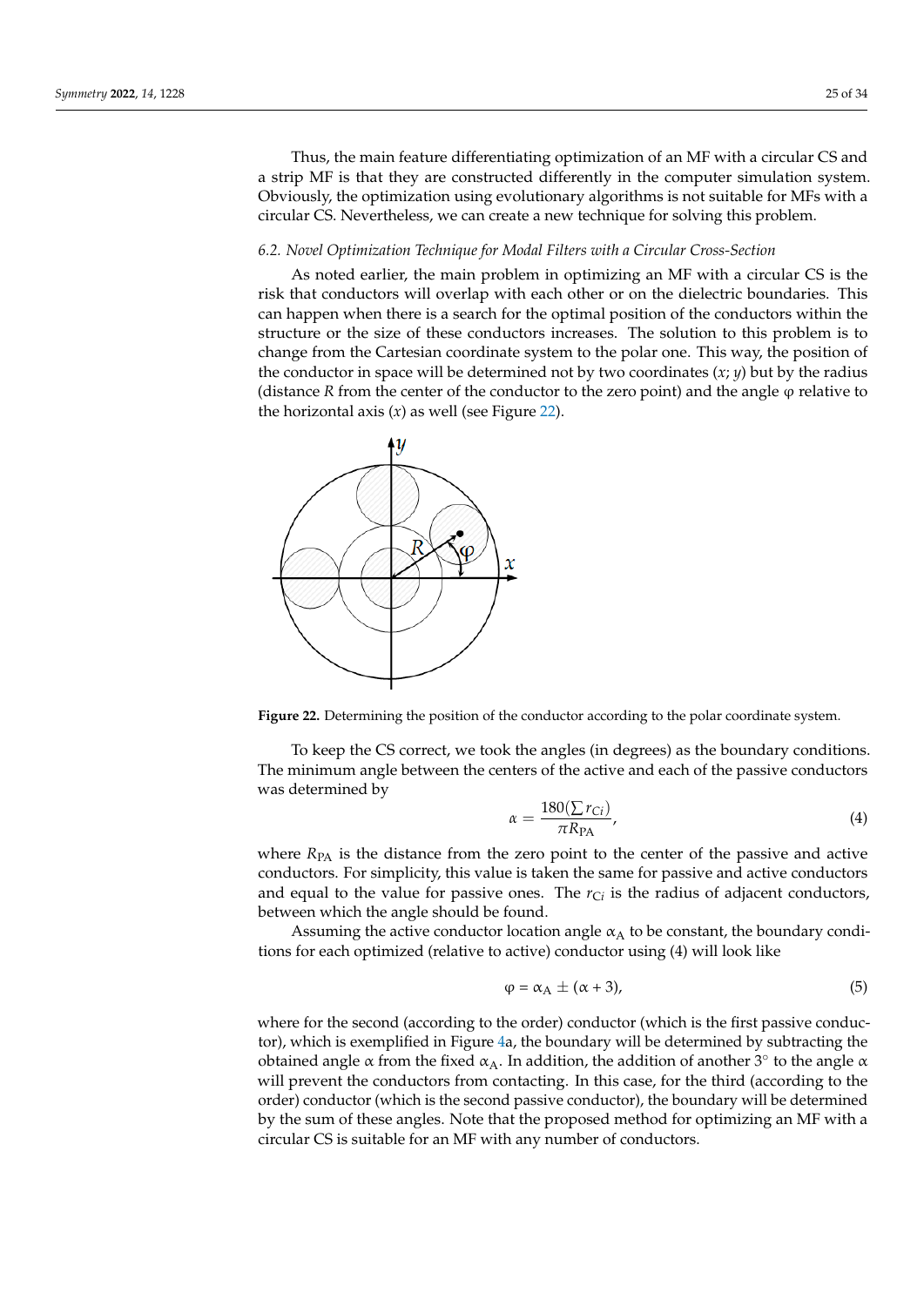Thus, the main feature differentiating optimization of an MF with a circular CS and a strip MF is that they are constructed differently in the computer simulation system. Obviously, the optimization using evolutionary algorithms is not suitable for MFs with a circular CS. Nevertheless, we can create a new technique for solving this problem.

### *6.2. Novel Optimization Technique for Modal Filters with a Circular Cross-Section*

As noted earlier, the main problem in optimizing an MF with a circular CS is the risk that conductors will overlap with each other or on the dielectric boundaries. This can happen when there is a search for the optimal position of the conductors within the structure or the size of these conductors increases. The solution to this problem is to change from the Cartesian coordinate system to the polar one. This way, the position of the conductor in space will be determined not by two coordinates ($x$; $y$) but by the radius (distance $R$ from the center of the conductor to the zero point) and the angle φ relative to the horizontal axis ($x$) as well (see Figure 22).

**Figure 22.** Determining the position of the conductor according to the polar coordinate system.

To keep the CS correct, we took the angles (in degrees) as the boundary conditions. The minimum angle between the centers of the active and each of the passive conductors was determined by

$$\alpha = \frac{180(\sum r_{Ci})}{\pi R_{\mathrm{PA}}}, \tag{4}$$

where $R_{\mathrm{PA}}$ is the distance from the zero point to the center of the passive and active conductors. For simplicity, this value is taken the same for passive and active conductors and equal to the value for passive ones. The $r_{Ci}$ is the radius of adjacent conductors, between which the angle should be found.

Assuming the active conductor location angle $\alpha_{\mathrm{A}}$ to be constant, the boundary conditions for each optimized (relative to active) conductor using (4) will look like

$$\varphi = \alpha_{\mathrm{A}} \pm (\alpha + 3), \tag{5}$$

where for the second (according to the order) conductor (which is the first passive conductor), which is exemplified in Figure 4a, the boundary will be determined by subtracting the obtained angle $\alpha$ from the fixed $\alpha_{\mathrm{A}}$. In addition, the addition of another 3° to the angle $\alpha$ will prevent the conductors from contacting. In this case, for the third (according to the order) conductor (which is the second passive conductor), the boundary will be determined by the sum of these angles. Note that the proposed method for optimizing an MF with a circular CS is suitable for an MF with any number of conductors.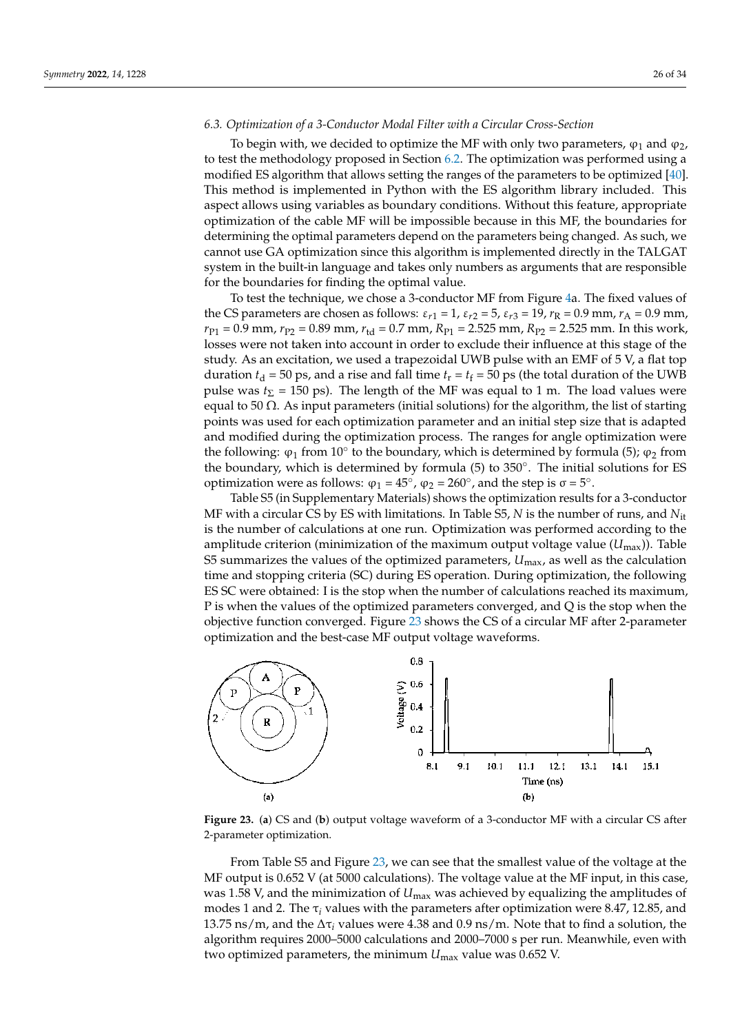### 6.3. Optimization of a 3-Conductor Modal Filter with a Circular Cross-Section

To begin with, we decided to optimize the MF with only two parameters, $\varphi_1$ and $\varphi_2$, to test the methodology proposed in Section 6.2. The optimization was performed using a modified ES algorithm that allows setting the ranges of the parameters to be optimized [40]. This method is implemented in Python with the ES algorithm library included. This aspect allows using variables as boundary conditions. Without this feature, appropriate optimization of the cable MF will be impossible because in this MF, the boundaries for determining the optimal parameters depend on the parameters being changed. As such, we cannot use GA optimization since this algorithm is implemented directly in the TALGAT system in the built-in language and takes only numbers as arguments that are responsible for the boundaries for finding the optimal value.

To test the technique, we chose a 3-conductor MF from Figure 4a. The fixed values of the CS parameters are chosen as follows: $\varepsilon_{r1} = 1$, $\varepsilon_{r2} = 5$, $\varepsilon_{r3} = 19$, $r_R = 0.9$ mm, $r_A = 0.9$ mm, $r_{P1} = 0.9$ mm, $r_{P2} = 0.89$ mm, $r_{td} = 0.7$ mm, $R_{P1} = 2.525$ mm, $R_{P2} = 2.525$ mm. In this work, losses were not taken into account in order to exclude their influence at this stage of the study. As an excitation, we used a trapezoidal UWB pulse with an EMF of 5 V, a flat top duration $t_d = 50$ ps, and a rise and fall time $t_r = t_f = 50$ ps (the total duration of the UWB pulse was $t_\Sigma = 150$ ps). The length of the MF was equal to 1 m. The load values were equal to 50 Ω. As input parameters (initial solutions) for the algorithm, the list of starting points was used for each optimization parameter and an initial step size that is adapted and modified during the optimization process. The ranges for angle optimization were the following: $\varphi_1$ from 10° to the boundary, which is determined by formula (5); $\varphi_2$ from the boundary, which is determined by formula (5) to 350°. The initial solutions for ES optimization were as follows: $\varphi_1 = 45°$, $\varphi_2 = 260°$, and the step is $\sigma = 5°$.

Table S5 (in Supplementary Materials) shows the optimization results for a 3-conductor MF with a circular CS by ES with limitations. In Table S5, $N$ is the number of runs, and $N_{it}$ is the number of calculations at one run. Optimization was performed according to the amplitude criterion (minimization of the maximum output voltage value ($U_{max}$)). Table S5 summarizes the values of the optimized parameters, $U_{max}$, as well as the calculation time and stopping criteria (SC) during ES operation. During optimization, the following ES SC were obtained: I is the stop when the number of calculations reached its maximum, P is when the values of the optimized parameters converged, and Q is the stop when the objective function converged. Figure 23 shows the CS of a circular MF after 2-parameter optimization and the best-case MF output voltage waveforms.

**Figure 23.** (**a**) CS and (**b**) output voltage waveform of a 3-conductor MF with a circular CS after 2-parameter optimization.

From Table S5 and Figure 23, we can see that the smallest value of the voltage at the MF output is 0.652 V (at 5000 calculations). The voltage value at the MF input, in this case, was 1.58 V, and the minimization of $U_{max}$ was achieved by equalizing the amplitudes of modes 1 and 2. The $\tau_i$ values with the parameters after optimization were 8.47, 12.85, and 13.75 ns/m, and the $\Delta\tau_i$ values were 4.38 and 0.9 ns/m. Note that to find a solution, the algorithm requires 2000–5000 calculations and 2000–7000 s per run. Meanwhile, even with two optimized parameters, the minimum $U_{max}$ value was 0.652 V.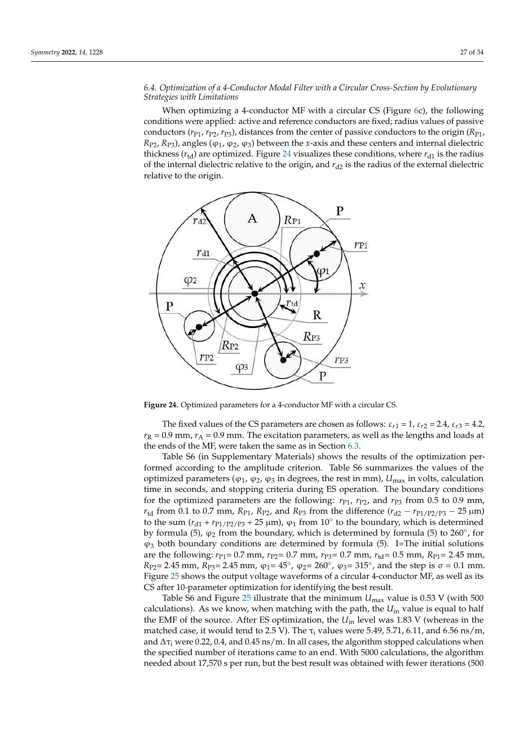### 6.4. Optimization of a 4-Conductor Modal Filter with a Circular Cross-Section by Evolutionary Strategies with Limitations

When optimizing a 4-conductor MF with a circular CS (Figure 6c), the following conditions were applied: active and reference conductors are fixed; radius values of passive conductors ($r_{P1}$, $r_{P2}$, $r_{P3}$), distances from the center of passive conductors to the origin ($R_{P1}$, $R_{P2}$, $R_{P3}$), angles ($\varphi_1$, $\varphi_2$, $\varphi_3$) between the *x*-axis and these centers and internal dielectric thickness ($r_{td}$) are optimized. Figure 24 visualizes these conditions, where $r_{d1}$ is the radius of the internal dielectric relative to the origin, and $r_{d2}$ is the radius of the external dielectric relative to the origin.

**Figure 24.** Optimized parameters for a 4-conductor MF with a circular CS.

The fixed values of the CS parameters are chosen as follows: $\varepsilon_{r1} = 1$, $\varepsilon_{r2} = 2.4$, $\varepsilon_{r3} = 4.2$, $r_R = 0.9$ mm, $r_A = 0.9$ mm. The excitation parameters, as well as the lengths and loads at the ends of the MF, were taken the same as in Section 6.3.

Table S6 (in Supplementary Materials) shows the results of the optimization performed according to the amplitude criterion. Table S6 summarizes the values of the optimized parameters ($\varphi_1$, $\varphi_2$, $\varphi_3$ in degrees, the rest in mm), $U_{max}$ in volts, calculation time in seconds, and stopping criteria during ES operation. The boundary conditions for the optimized parameters are the following: $r_{P1}$, $r_{P2}$, and $r_{P3}$ from 0.5 to 0.9 mm, $r_{td}$ from 0.1 to 0.7 mm, $R_{P1}$, $R_{P2}$, and $R_{P3}$ from the difference ($r_{d2} - r_{P1/P2/P3} - 25$ μm) to the sum ($r_{d1} + r_{P1/P2/P3} + 25$ μm), $\varphi_1$ from 10° to the boundary, which is determined by formula (5), $\varphi_2$ from the boundary, which is determined by formula (5) to 260°, for $\varphi_3$ both boundary conditions are determined by formula (5). I=The initial solutions are the following: $r_{P1}$= 0.7 mm, $r_{P2}$= 0.7 mm, $r_{P3}$= 0.7 mm, $r_{td}$= 0.5 mm, $R_{P1}$= 2.45 mm, $R_{P2}$= 2.45 mm, $R_{P3}$= 2.45 mm, $\varphi_1$= 45°, $\varphi_2$= 260°, $\varphi_3$= 315°, and the step is $\sigma = 0.1$ mm. Figure 25 shows the output voltage waveforms of a circular 4-conductor MF, as well as its CS after 10-parameter optimization for identifying the best result.

Table S6 and Figure 25 illustrate that the minimum $U_{max}$ value is 0.53 V (with 500 calculations). As we know, when matching with the path, the $U_{in}$ value is equal to half the EMF of the source. After ES optimization, the $U_{in}$ level was 1.83 V (whereas in the matched case, it would tend to 2.5 V). The $\tau_i$ values were 5.49, 5.71, 6.11, and 6.56 ns/m, and $\Delta\tau_i$ were 0.22, 0.4, and 0.45 ns/m. In all cases, the algorithm stopped calculations when the specified number of iterations came to an end. With 5000 calculations, the algorithm needed about 17,570 s per run, but the best result was obtained with fewer iterations (500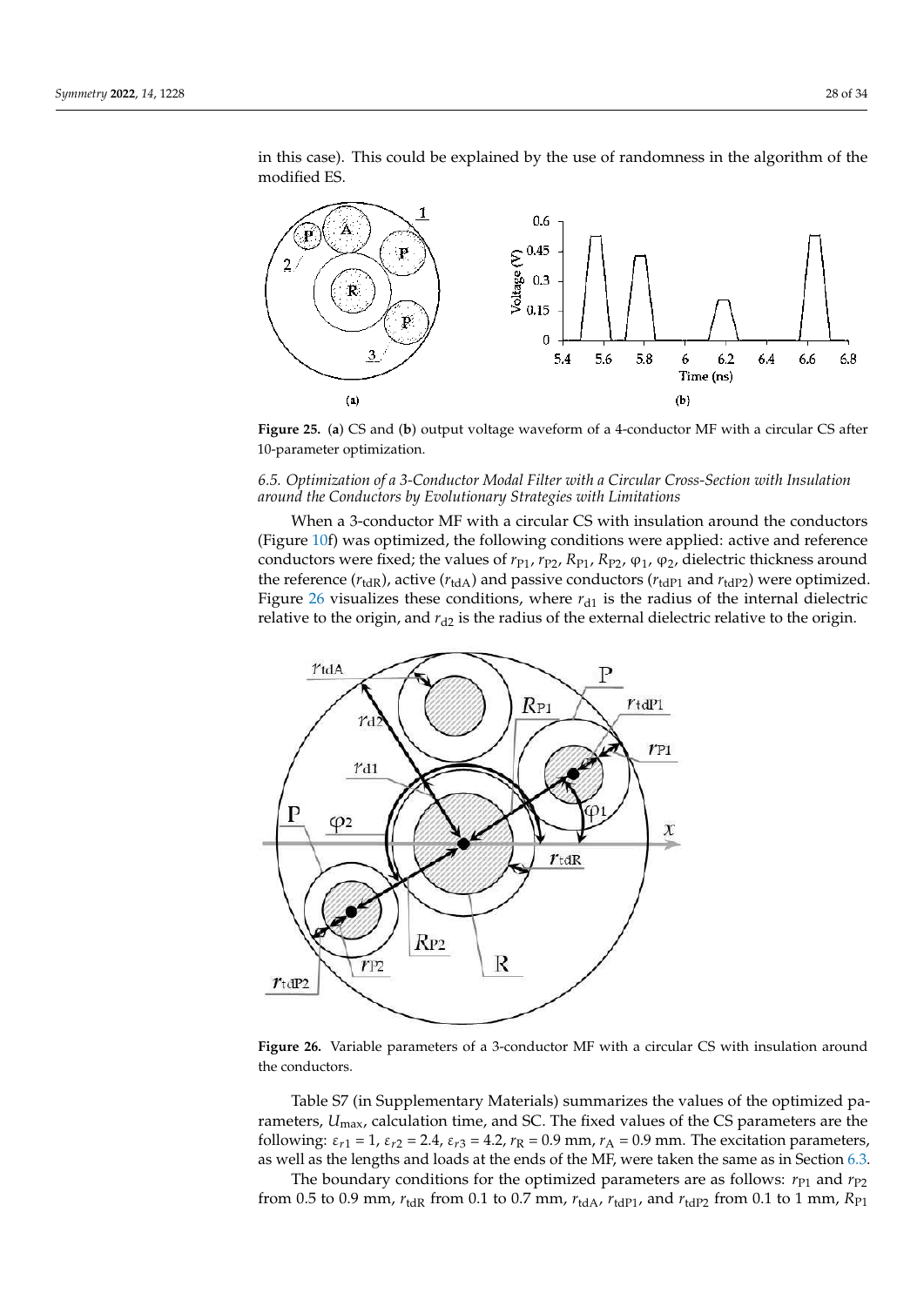in this case). This could be explained by the use of randomness in the algorithm of the modified ES.

**Figure 25.** (**a**) CS and (**b**) output voltage waveform of a 4-conductor MF with a circular CS after 10-parameter optimization.

### *6.5. Optimization of a 3-Conductor Modal Filter with a Circular Cross-Section with Insulation around the Conductors by Evolutionary Strategies with Limitations*

When a 3-conductor MF with a circular CS with insulation around the conductors (Figure 10f) was optimized, the following conditions were applied: active and reference conductors were fixed; the values of $r_{P1}$, $r_{P2}$, $R_{P1}$, $R_{P2}$, $\varphi_1$, $\varphi_2$, dielectric thickness around the reference ($r_{tdR}$), active ($r_{tdA}$) and passive conductors ($r_{tdP1}$ and $r_{tdP2}$) were optimized. Figure 26 visualizes these conditions, where $r_{d1}$ is the radius of the internal dielectric relative to the origin, and $r_{d2}$ is the radius of the external dielectric relative to the origin.

**Figure 26.** Variable parameters of a 3-conductor MF with a circular CS with insulation around the conductors.

Table S7 (in Supplementary Materials) summarizes the values of the optimized parameters, $U_{max}$, calculation time, and SC. The fixed values of the CS parameters are the following: $\varepsilon_{r1}$ = 1, $\varepsilon_{r2}$ = 2.4, $\varepsilon_{r3}$ = 4.2, $r_R$ = 0.9 mm, $r_A$ = 0.9 mm. The excitation parameters, as well as the lengths and loads at the ends of the MF, were taken the same as in Section 6.3.

The boundary conditions for the optimized parameters are as follows: $r_{P1}$ and $r_{P2}$ from 0.5 to 0.9 mm, $r_{tdR}$ from 0.1 to 0.7 mm, $r_{tdA}$, $r_{tdP1}$, and $r_{tdP2}$ from 0.1 to 1 mm, $R_{P1}$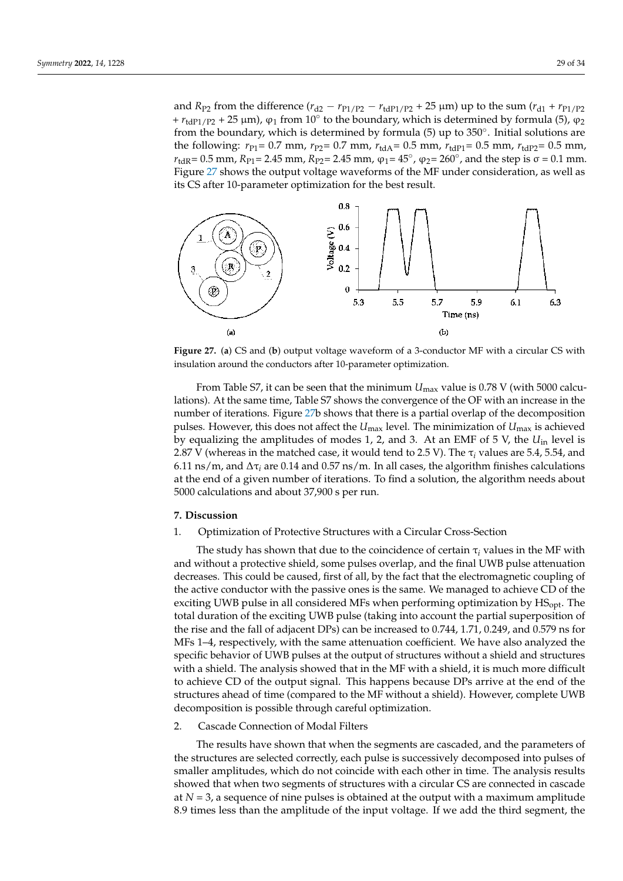and $R_{P2}$ from the difference ($r_{d2} - r_{P1/P2} - r_{tdP1/P2}$ + 25 μm) up to the sum ($r_{d1} + r_{P1/P2} + r_{tdP1/P2}$ + 25 μm), $\varphi_1$ from 10° to the boundary, which is determined by formula (5), $\varphi_2$ from the boundary, which is determined by formula (5) up to 350°. Initial solutions are the following: $r_{P1}$= 0.7 mm, $r_{P2}$= 0.7 mm, $r_{tdA}$= 0.5 mm, $r_{tdP1}$= 0.5 mm, $r_{tdP2}$= 0.5 mm, $r_{tdR}$= 0.5 mm, $R_{P1}$= 2.45 mm, $R_{P2}$= 2.45 mm, $\varphi_1$= 45°, $\varphi_2$= 260°, and the step is σ = 0.1 mm. Figure 27 shows the output voltage waveforms of the MF under consideration, as well as its CS after 10-parameter optimization for the best result.

**Figure 27.** (**a**) CS and (**b**) output voltage waveform of a 3-conductor MF with a circular CS with insulation around the conductors after 10-parameter optimization.

From Table S7, it can be seen that the minimum $U_{max}$ value is 0.78 V (with 5000 calculations). At the same time, Table S7 shows the convergence of the OF with an increase in the number of iterations. Figure 27b shows that there is a partial overlap of the decomposition pulses. However, this does not affect the $U_{max}$ level. The minimization of $U_{max}$ is achieved by equalizing the amplitudes of modes 1, 2, and 3. At an EMF of 5 V, the $U_{in}$ level is 2.87 V (whereas in the matched case, it would tend to 2.5 V). The $\tau_i$ values are 5.4, 5.54, and 6.11 ns/m, and $\Delta\tau_i$ are 0.14 and 0.57 ns/m. In all cases, the algorithm finishes calculations at the end of a given number of iterations. To find a solution, the algorithm needs about 5000 calculations and about 37,900 s per run.

## 7. Discussion

1. Optimization of Protective Structures with a Circular Cross-Section

The study has shown that due to the coincidence of certain $\tau_i$ values in the MF with and without a protective shield, some pulses overlap, and the final UWB pulse attenuation decreases. This could be caused, first of all, by the fact that the electromagnetic coupling of the active conductor with the passive ones is the same. We managed to achieve CD of the exciting UWB pulse in all considered MFs when performing optimization by $HS_{opt}$. The total duration of the exciting UWB pulse (taking into account the partial superposition of the rise and the fall of adjacent DPs) can be increased to 0.744, 1.71, 0.249, and 0.579 ns for MFs 1–4, respectively, with the same attenuation coefficient. We have also analyzed the specific behavior of UWB pulses at the output of structures without a shield and structures with a shield. The analysis showed that in the MF with a shield, it is much more difficult to achieve CD of the output signal. This happens because DPs arrive at the end of the structures ahead of time (compared to the MF without a shield). However, complete UWB decomposition is possible through careful optimization.

2. Cascade Connection of Modal Filters

The results have shown that when the segments are cascaded, and the parameters of the structures are selected correctly, each pulse is successively decomposed into pulses of smaller amplitudes, which do not coincide with each other in time. The analysis results showed that when two segments of structures with a circular CS are connected in cascade at $N$ = 3, a sequence of nine pulses is obtained at the output with a maximum amplitude 8.9 times less than the amplitude of the input voltage. If we add the third segment, the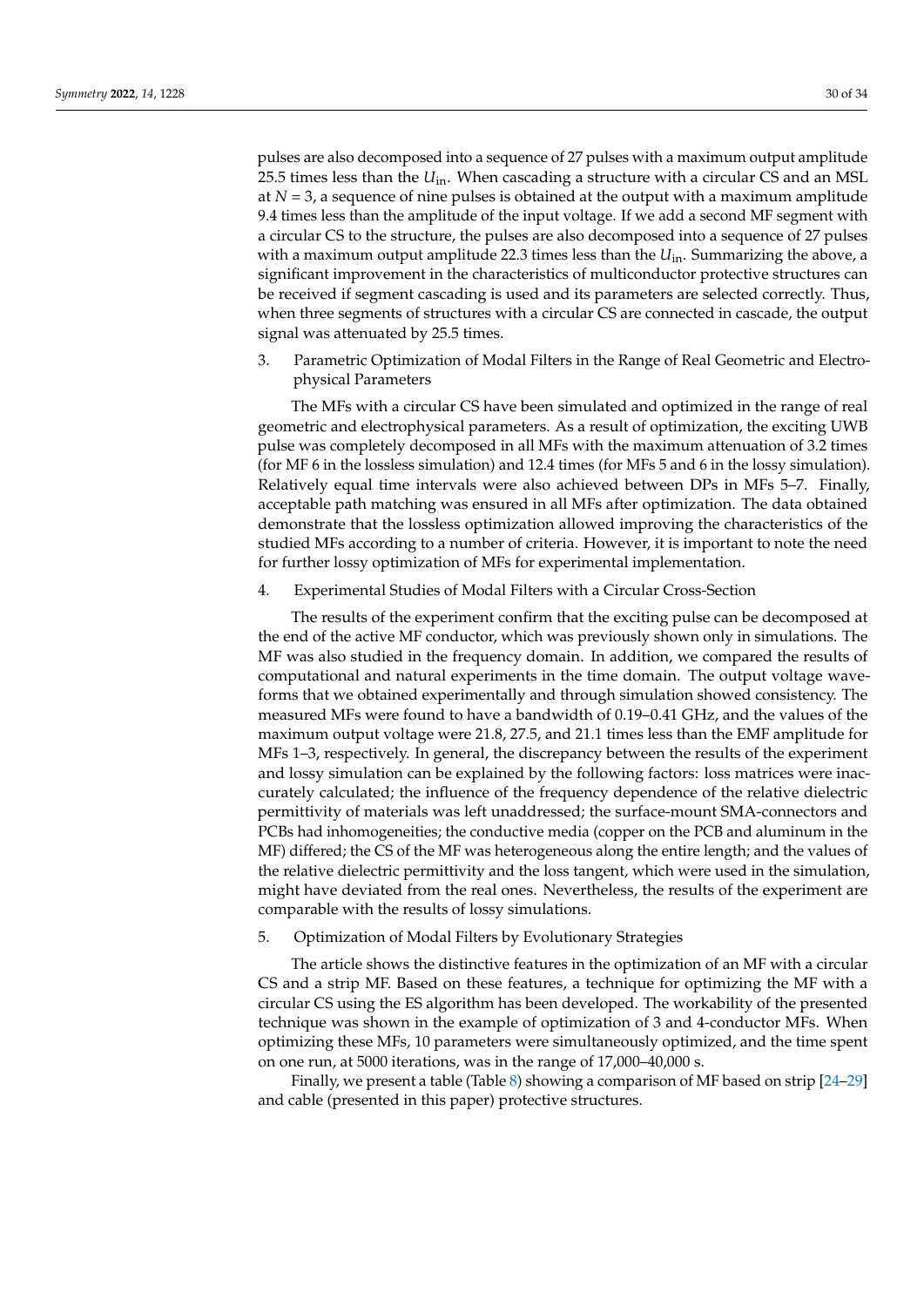pulses are also decomposed into a sequence of 27 pulses with a maximum output amplitude 25.5 times less than the $U_{\text{in}}$. When cascading a structure with a circular CS and an MSL at $N = 3$, a sequence of nine pulses is obtained at the output with a maximum amplitude 9.4 times less than the amplitude of the input voltage. If we add a second MF segment with a circular CS to the structure, the pulses are also decomposed into a sequence of 27 pulses with a maximum output amplitude 22.3 times less than the $U_{\text{in}}$. Summarizing the above, a significant improvement in the characteristics of multiconductor protective structures can be received if segment cascading is used and its parameters are selected correctly. Thus, when three segments of structures with a circular CS are connected in cascade, the output signal was attenuated by 25.5 times.

3. Parametric Optimization of Modal Filters in the Range of Real Geometric and Electrophysical Parameters

The MFs with a circular CS have been simulated and optimized in the range of real geometric and electrophysical parameters. As a result of optimization, the exciting UWB pulse was completely decomposed in all MFs with the maximum attenuation of 3.2 times (for MF 6 in the lossless simulation) and 12.4 times (for MFs 5 and 6 in the lossy simulation). Relatively equal time intervals were also achieved between DPs in MFs 5–7. Finally, acceptable path matching was ensured in all MFs after optimization. The data obtained demonstrate that the lossless optimization allowed improving the characteristics of the studied MFs according to a number of criteria. However, it is important to note the need for further lossy optimization of MFs for experimental implementation.

4. Experimental Studies of Modal Filters with a Circular Cross-Section

The results of the experiment confirm that the exciting pulse can be decomposed at the end of the active MF conductor, which was previously shown only in simulations. The MF was also studied in the frequency domain. In addition, we compared the results of computational and natural experiments in the time domain. The output voltage waveforms that we obtained experimentally and through simulation showed consistency. The measured MFs were found to have a bandwidth of 0.19–0.41 GHz, and the values of the maximum output voltage were 21.8, 27.5, and 21.1 times less than the EMF amplitude for MFs 1–3, respectively. In general, the discrepancy between the results of the experiment and lossy simulation can be explained by the following factors: loss matrices were inaccurately calculated; the influence of the frequency dependence of the relative dielectric permittivity of materials was left unaddressed; the surface-mount SMA-connectors and PCBs had inhomogeneities; the conductive media (copper on the PCB and aluminum in the MF) differed; the CS of the MF was heterogeneous along the entire length; and the values of the relative dielectric permittivity and the loss tangent, which were used in the simulation, might have deviated from the real ones. Nevertheless, the results of the experiment are comparable with the results of lossy simulations.

5. Optimization of Modal Filters by Evolutionary Strategies

The article shows the distinctive features in the optimization of an MF with a circular CS and a strip MF. Based on these features, a technique for optimizing the MF with a circular CS using the ES algorithm has been developed. The workability of the presented technique was shown in the example of optimization of 3 and 4-conductor MFs. When optimizing these MFs, 10 parameters were simultaneously optimized, and the time spent on one run, at 5000 iterations, was in the range of 17,000–40,000 s.

Finally, we present a table (Table 8) showing a comparison of MF based on strip [24–29] and cable (presented in this paper) protective structures.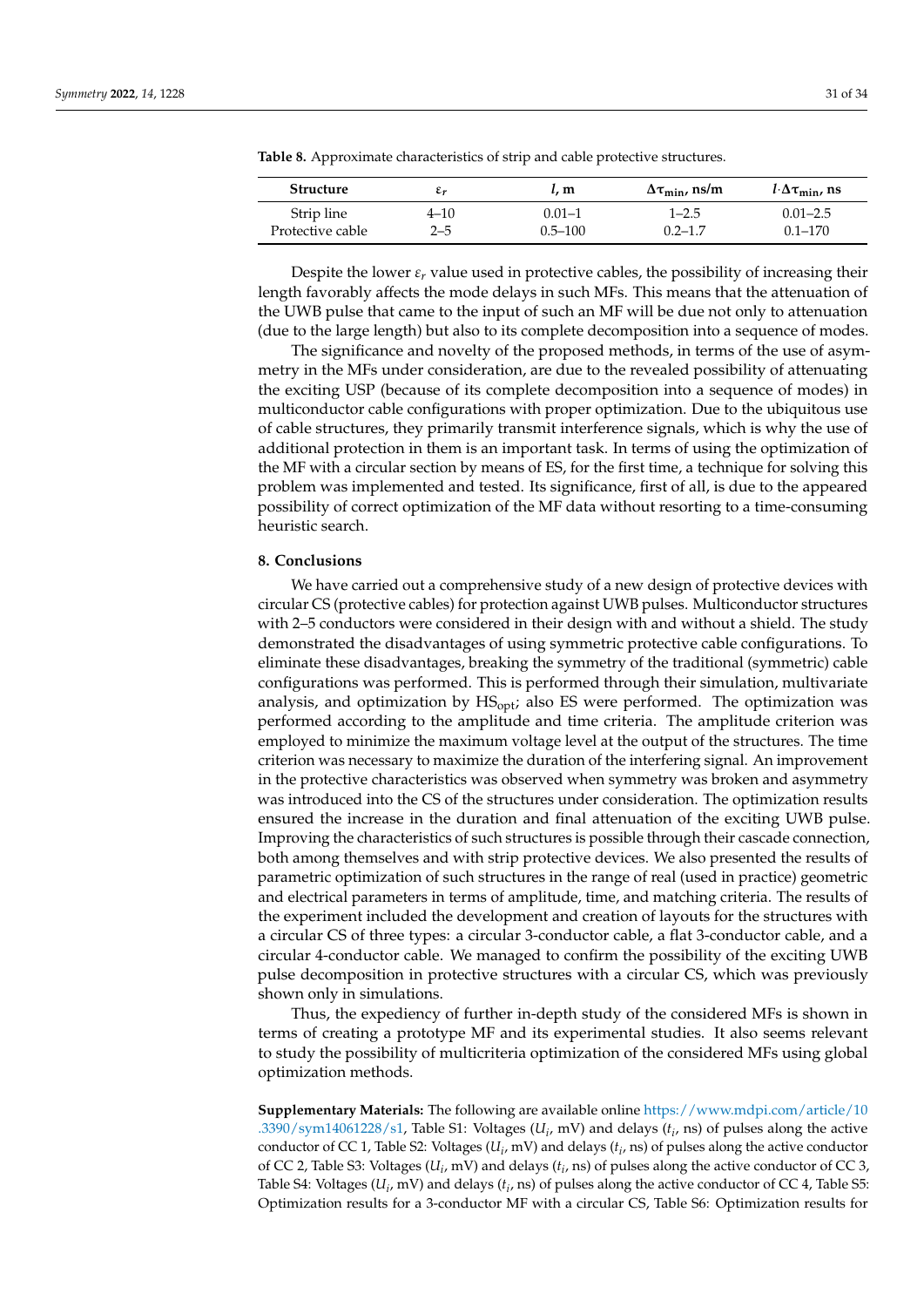**Table 8.** Approximate characteristics of strip and cable protective structures.

| Structure | $\varepsilon_r$ | $l$, m | $\Delta\tau_{min}$, ns/m | $l\cdot\Delta\tau_{min}$, ns |
|---|---|---|---|---|
| Strip line | 4–10 | 0.01–1 | 1–2.5 | 0.01–2.5 |
| Protective cable | 2–5 | 0.5–100 | 0.2–1.7 | 0.1–170 |

Despite the lower $\varepsilon_r$ value used in protective cables, the possibility of increasing their length favorably affects the mode delays in such MFs. This means that the attenuation of the UWB pulse that came to the input of such an MF will be due not only to attenuation (due to the large length) but also to its complete decomposition into a sequence of modes.

The significance and novelty of the proposed methods, in terms of the use of asymmetry in the MFs under consideration, are due to the revealed possibility of attenuating the exciting USP (because of its complete decomposition into a sequence of modes) in multiconductor cable configurations with proper optimization. Due to the ubiquitous use of cable structures, they primarily transmit interference signals, which is why the use of additional protection in them is an important task. In terms of using the optimization of the MF with a circular section by means of ES, for the first time, a technique for solving this problem was implemented and tested. Its significance, first of all, is due to the appeared possibility of correct optimization of the MF data without resorting to a time-consuming heuristic search.

## 8. Conclusions

We have carried out a comprehensive study of a new design of protective devices with circular CS (protective cables) for protection against UWB pulses. Multiconductor structures with 2–5 conductors were considered in their design with and without a shield. The study demonstrated the disadvantages of using symmetric protective cable configurations. To eliminate these disadvantages, breaking the symmetry of the traditional (symmetric) cable configurations was performed. This is performed through their simulation, multivariate analysis, and optimization by $HS_{opt}$; also ES were performed. The optimization was performed according to the amplitude and time criteria. The amplitude criterion was employed to minimize the maximum voltage level at the output of the structures. The time criterion was necessary to maximize the duration of the interfering signal. An improvement in the protective characteristics was observed when symmetry was broken and asymmetry was introduced into the CS of the structures under consideration. The optimization results ensured the increase in the duration and final attenuation of the exciting UWB pulse. Improving the characteristics of such structures is possible through their cascade connection, both among themselves and with strip protective devices. We also presented the results of parametric optimization of such structures in the range of real (used in practice) geometric and electrical parameters in terms of amplitude, time, and matching criteria. The results of the experiment included the development and creation of layouts for the structures with a circular CS of three types: a circular 3-conductor cable, a flat 3-conductor cable, and a circular 4-conductor cable. We managed to confirm the possibility of the exciting UWB pulse decomposition in protective structures with a circular CS, which was previously shown only in simulations.

Thus, the expediency of further in-depth study of the considered MFs is shown in terms of creating a prototype MF and its experimental studies. It also seems relevant to study the possibility of multicriteria optimization of the considered MFs using global optimization methods.

**Supplementary Materials:** The following are available online https://www.mdpi.com/article/10.3390/sym14061228/s1, Table S1: Voltages ($U_i$, mV) and delays ($t_i$, ns) of pulses along the active conductor of CC 1, Table S2: Voltages ($U_i$, mV) and delays ($t_i$, ns) of pulses along the active conductor of CC 2, Table S3: Voltages ($U_i$, mV) and delays ($t_i$, ns) of pulses along the active conductor of CC 3, Table S4: Voltages ($U_i$, mV) and delays ($t_i$, ns) of pulses along the active conductor of CC 4, Table S5: Optimization results for a 3-conductor MF with a circular CS, Table S6: Optimization results for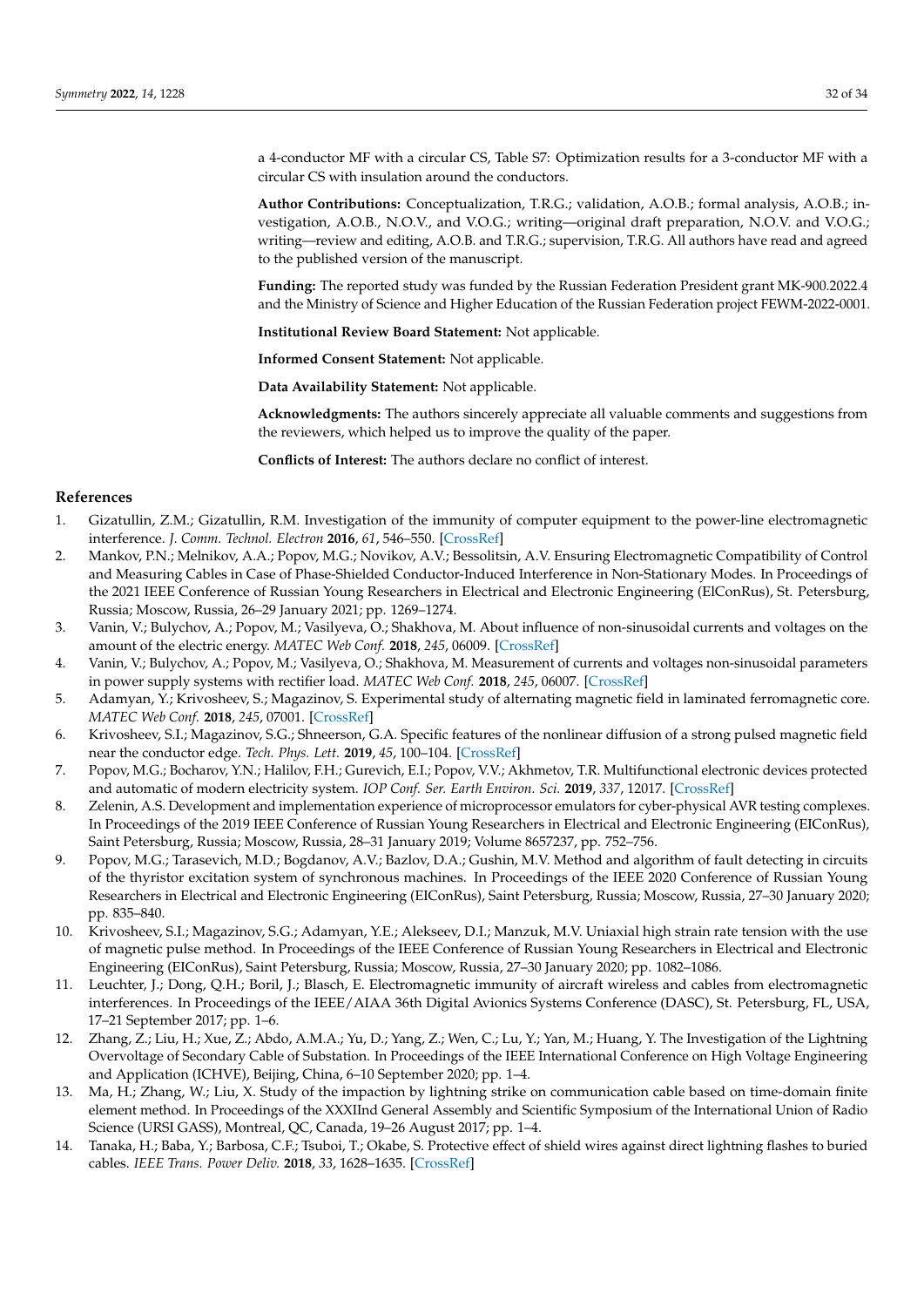a 4-conductor MF with a circular CS, Table S7: Optimization results for a 3-conductor MF with a circular CS with insulation around the conductors.

**Author Contributions:** Conceptualization, T.R.G.; validation, A.O.B.; formal analysis, A.O.B.; investigation, A.O.B., N.O.V., and V.O.G.; writing—original draft preparation, N.O.V. and V.O.G.; writing—review and editing, A.O.B. and T.R.G.; supervision, T.R.G. All authors have read and agreed to the published version of the manuscript.

**Funding:** The reported study was funded by the Russian Federation President grant MK-900.2022.4 and the Ministry of Science and Higher Education of the Russian Federation project FEWM-2022-0001.

**Institutional Review Board Statement:** Not applicable.

**Informed Consent Statement:** Not applicable.

**Data Availability Statement:** Not applicable.

**Acknowledgments:** The authors sincerely appreciate all valuable comments and suggestions from the reviewers, which helped us to improve the quality of the paper.

**Conflicts of Interest:** The authors declare no conflict of interest.

## References

1. Gizatullin, Z.M.; Gizatullin, R.M. Investigation of the immunity of computer equipment to the power-line electromagnetic interference. *J. Comm. Technol. Electron* **2016**, *61*, 546–550. [CrossRef]
2. Mankov, P.N.; Melnikov, A.A.; Popov, M.G.; Novikov, A.V.; Bessolitsin, A.V. Ensuring Electromagnetic Compatibility of Control and Measuring Cables in Case of Phase-Shielded Conductor-Induced Interference in Non-Stationary Modes. In Proceedings of the 2021 IEEE Conference of Russian Young Researchers in Electrical and Electronic Engineering (ElConRus), St. Petersburg, Russia; Moscow, Russia, 26–29 January 2021; pp. 1269–1274.
3. Vanin, V.; Bulychov, A.; Popov, M.; Vasilyeva, O.; Shakhova, M. About influence of non-sinusoidal currents and voltages on the amount of the electric energy. *MATEC Web Conf.* **2018**, *245*, 06009. [CrossRef]
4. Vanin, V.; Bulychov, A.; Popov, M.; Vasilyeva, O.; Shakhova, M. Measurement of currents and voltages non-sinusoidal parameters in power supply systems with rectifier load. *MATEC Web Conf.* **2018**, *245*, 06007. [CrossRef]
5. Adamyan, Y.; Krivosheev, S.; Magazinov, S. Experimental study of alternating magnetic field in laminated ferromagnetic core. *MATEC Web Conf.* **2018**, *245*, 07001. [CrossRef]
6. Krivosheev, S.I.; Magazinov, S.G.; Shneerson, G.A. Specific features of the nonlinear diffusion of a strong pulsed magnetic field near the conductor edge. *Tech. Phys. Lett.* **2019**, *45*, 100–104. [CrossRef]
7. Popov, M.G.; Bocharov, Y.N.; Halilov, F.H.; Gurevich, E.I.; Popov, V.V.; Akhmetov, T.R. Multifunctional electronic devices protected and automatic of modern electricity system. *IOP Conf. Ser. Earth Environ. Sci.* **2019**, *337*, 12017. [CrossRef]
8. Zelenin, A.S. Development and implementation experience of microprocessor emulators for cyber-physical AVR testing complexes. In Proceedings of the 2019 IEEE Conference of Russian Young Researchers in Electrical and Electronic Engineering (EIConRus), Saint Petersburg, Russia; Moscow, Russia, 28–31 January 2019; Volume 8657237, pp. 752–756.
9. Popov, M.G.; Tarasevich, M.D.; Bogdanov, A.V.; Bazlov, D.A.; Gushin, M.V. Method and algorithm of fault detecting in circuits of the thyristor excitation system of synchronous machines. In Proceedings of the IEEE 2020 Conference of Russian Young Researchers in Electrical and Electronic Engineering (EIConRus), Saint Petersburg, Russia; Moscow, Russia, 27–30 January 2020; pp. 835–840.
10. Krivosheev, S.I.; Magazinov, S.G.; Adamyan, Y.E.; Alekseev, D.I.; Manzuk, M.V. Uniaxial high strain rate tension with the use of magnetic pulse method. In Proceedings of the IEEE Conference of Russian Young Researchers in Electrical and Electronic Engineering (EIConRus), Saint Petersburg, Russia; Moscow, Russia, 27–30 January 2020; pp. 1082–1086.
11. Leuchter, J.; Dong, Q.H.; Boril, J.; Blasch, E. Electromagnetic immunity of aircraft wireless and cables from electromagnetic interferences. In Proceedings of the IEEE/AIAA 36th Digital Avionics Systems Conference (DASC), St. Petersburg, FL, USA, 17–21 September 2017; pp. 1–6.
12. Zhang, Z.; Liu, H.; Xue, Z.; Abdo, A.M.A.; Yu, D.; Yang, Z.; Wen, C.; Lu, Y.; Yan, M.; Huang, Y. The Investigation of the Lightning Overvoltage of Secondary Cable of Substation. In Proceedings of the IEEE International Conference on High Voltage Engineering and Application (ICHVE), Beijing, China, 6–10 September 2020; pp. 1–4.
13. Ma, H.; Zhang, W.; Liu, X. Study of the impaction by lightning strike on communication cable based on time-domain finite element method. In Proceedings of the XXXIInd General Assembly and Scientific Symposium of the International Union of Radio Science (URSI GASS), Montreal, QC, Canada, 19–26 August 2017; pp. 1–4.
14. Tanaka, H.; Baba, Y.; Barbosa, C.F.; Tsuboi, T.; Okabe, S. Protective effect of shield wires against direct lightning flashes to buried cables. *IEEE Trans. Power Deliv.* **2018**, *33*, 1628–1635. [CrossRef]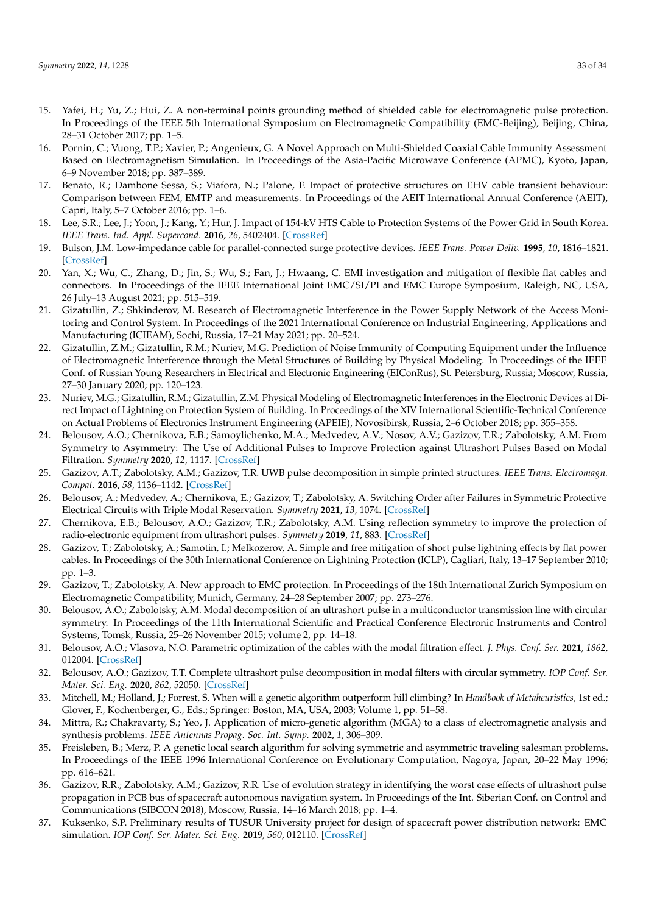15. Yafei, H.; Yu, Z.; Hui, Z. A non-terminal points grounding method of shielded cable for electromagnetic pulse protection. In Proceedings of the IEEE 5th International Symposium on Electromagnetic Compatibility (EMC-Beijing), Beijing, China, 28–31 October 2017; pp. 1–5.
16. Pornin, C.; Vuong, T.P.; Xavier, P.; Angenieux, G. A Novel Approach on Multi-Shielded Coaxial Cable Immunity Assessment Based on Electromagnetism Simulation. In Proceedings of the Asia-Pacific Microwave Conference (APMC), Kyoto, Japan, 6–9 November 2018; pp. 387–389.
17. Benato, R.; Dambone Sessa, S.; Viafora, N.; Palone, F. Impact of protective structures on EHV cable transient behaviour: Comparison between FEM, EMTP and measurements. In Proceedings of the AEIT International Annual Conference (AEIT), Capri, Italy, 5–7 October 2016; pp. 1–6.
18. Lee, S.R.; Lee, J.; Yoon, J.; Kang, Y.; Hur, J. Impact of 154-kV HTS Cable to Protection Systems of the Power Grid in South Korea. *IEEE Trans. Ind. Appl. Supercond.* **2016**, *26*, 5402404. [CrossRef]
19. Bulson, J.M. Low-impedance cable for parallel-connected surge protective devices. *IEEE Trans. Power Deliv.* **1995**, *10*, 1816–1821. [CrossRef]
20. Yan, X.; Wu, C.; Zhang, D.; Jin, S.; Wu, S.; Fan, J.; Hwaang, C. EMI investigation and mitigation of flexible flat cables and connectors. In Proceedings of the IEEE International Joint EMC/SI/PI and EMC Europe Symposium, Raleigh, NC, USA, 26 July–13 August 2021; pp. 515–519.
21. Gizatullin, Z.; Shkinderov, M. Research of Electromagnetic Interference in the Power Supply Network of the Access Monitoring and Control System. In Proceedings of the 2021 International Conference on Industrial Engineering, Applications and Manufacturing (ICIEAM), Sochi, Russia, 17–21 May 2021; pp. 20–524.
22. Gizatullin, Z.M.; Gizatullin, R.M.; Nuriev, M.G. Prediction of Noise Immunity of Computing Equipment under the Influence of Electromagnetic Interference through the Metal Structures of Building by Physical Modeling. In Proceedings of the IEEE Conf. of Russian Young Researchers in Electrical and Electronic Engineering (EIConRus), St. Petersburg, Russia; Moscow, Russia, 27–30 January 2020; pp. 120–123.
23. Nuriev, M.G.; Gizatullin, R.M.; Gizatullin, Z.M. Physical Modeling of Electromagnetic Interferences in the Electronic Devices at Direct Impact of Lightning on Protection System of Building. In Proceedings of the XIV International Scientific-Technical Conference on Actual Problems of Electronics Instrument Engineering (APEIE), Novosibirsk, Russia, 2–6 October 2018; pp. 355–358.
24. Belousov, A.O.; Chernikova, E.B.; Samoylichenko, M.A.; Medvedev, A.V.; Nosov, A.V.; Gazizov, T.R.; Zabolotsky, A.M. From Symmetry to Asymmetry: The Use of Additional Pulses to Improve Protection against Ultrashort Pulses Based on Modal Filtration. *Symmetry* **2020**, *12*, 1117. [CrossRef]
25. Gazizov, A.T.; Zabolotsky, A.M.; Gazizov, T.R. UWB pulse decomposition in simple printed structures. *IEEE Trans. Electromagn. Compat.* **2016**, *58*, 1136–1142. [CrossRef]
26. Belousov, A.; Medvedev, A.; Chernikova, E.; Gazizov, T.; Zabolotsky, A. Switching Order after Failures in Symmetric Protective Electrical Circuits with Triple Modal Reservation. *Symmetry* **2021**, *13*, 1074. [CrossRef]
27. Chernikova, E.B.; Belousov, A.O.; Gazizov, T.R.; Zabolotsky, A.M. Using reflection symmetry to improve the protection of radio-electronic equipment from ultrashort pulses. *Symmetry* **2019**, *11*, 883. [CrossRef]
28. Gazizov, T.; Zabolotsky, A.; Samotin, I.; Melkozerov, A. Simple and free mitigation of short pulse lightning effects by flat power cables. In Proceedings of the 30th International Conference on Lightning Protection (ICLP), Cagliari, Italy, 13–17 September 2010; pp. 1–3.
29. Gazizov, T.; Zabolotsky, A. New approach to EMC protection. In Proceedings of the 18th International Zurich Symposium on Electromagnetic Compatibility, Munich, Germany, 24–28 September 2007; pp. 273–276.
30. Belousov, A.O.; Zabolotsky, A.M. Modal decomposition of an ultrashort pulse in a multiconductor transmission line with circular symmetry. In Proceedings of the 11th International Scientific and Practical Conference Electronic Instruments and Control Systems, Tomsk, Russia, 25–26 November 2015; volume 2, pp. 14–18.
31. Belousov, A.O.; Vlasova, N.O. Parametric optimization of the cables with the modal filtration effect. *J. Phys. Conf. Ser.* **2021**, *1862*, 012004. [CrossRef]
32. Belousov, A.O.; Gazizov, T.T. Complete ultrashort pulse decomposition in modal filters with circular symmetry. *IOP Conf. Ser. Mater. Sci. Eng.* **2020**, *862*, 52050. [CrossRef]
33. Mitchell, M.; Holland, J.; Forrest, S. When will a genetic algorithm outperform hill climbing? In *Handbook of Metaheuristics*, 1st ed.; Glover, F., Kochenberger, G., Eds.; Springer: Boston, MA, USA, 2003; Volume 1, pp. 51–58.
34. Mittra, R.; Chakravarty, S.; Yeo, J. Application of micro-genetic algorithm (MGA) to a class of electromagnetic analysis and synthesis problems. *IEEE Antennas Propag. Soc. Int. Symp.* **2002**, *1*, 306–309.
35. Freisleben, B.; Merz, P. A genetic local search algorithm for solving symmetric and asymmetric traveling salesman problems. In Proceedings of the IEEE 1996 International Conference on Evolutionary Computation, Nagoya, Japan, 20–22 May 1996; pp. 616–621.
36. Gazizov, R.R.; Zabolotsky, A.M.; Gazizov, R.R. Use of evolution strategy in identifying the worst case effects of ultrashort pulse propagation in PCB bus of spacecraft autonomous navigation system. In Proceedings of the Int. Siberian Conf. on Control and Communications (SIBCON 2018), Moscow, Russia, 14–16 March 2018; pp. 1–4.
37. Kuksenko, S.P. Preliminary results of TUSUR University project for design of spacecraft power distribution network: EMC simulation. *IOP Conf. Ser. Mater. Sci. Eng.* **2019**, *560*, 012110. [CrossRef]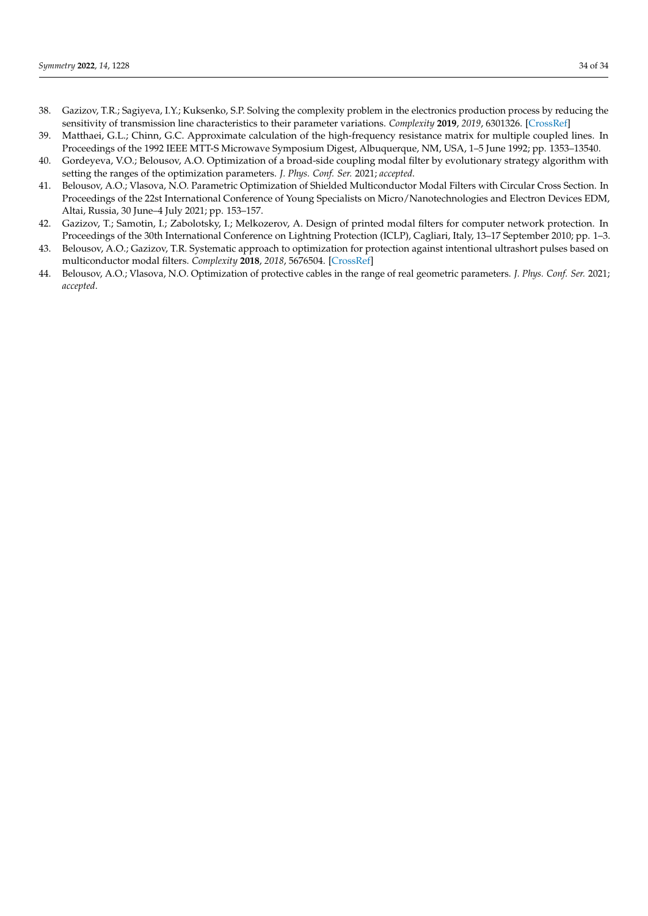38. Gazizov, T.R.; Sagiyeva, I.Y.; Kuksenko, S.P. Solving the complexity problem in the electronics production process by reducing the sensitivity of transmission line characteristics to their parameter variations. *Complexity* **2019**, *2019*, 6301326. [CrossRef]
39. Matthaei, G.L.; Chinn, G.C. Approximate calculation of the high-frequency resistance matrix for multiple coupled lines. In Proceedings of the 1992 IEEE MTT-S Microwave Symposium Digest, Albuquerque, NM, USA, 1–5 June 1992; pp. 1353–13540.
40. Gordeyeva, V.O.; Belousov, A.O. Optimization of a broad-side coupling modal filter by evolutionary strategy algorithm with setting the ranges of the optimization parameters. *J. Phys. Conf. Ser.* 2021; *accepted*.
41. Belousov, A.O.; Vlasova, N.O. Parametric Optimization of Shielded Multiconductor Modal Filters with Circular Cross Section. In Proceedings of the 22st International Conference of Young Specialists on Micro/Nanotechnologies and Electron Devices EDM, Altai, Russia, 30 June–4 July 2021; pp. 153–157.
42. Gazizov, T.; Samotin, I.; Zabolotsky, I.; Melkozerov, A. Design of printed modal filters for computer network protection. In Proceedings of the 30th International Conference on Lightning Protection (ICLP), Cagliari, Italy, 13–17 September 2010; pp. 1–3.
43. Belousov, A.O.; Gazizov, T.R. Systematic approach to optimization for protection against intentional ultrashort pulses based on multiconductor modal filters. *Complexity* **2018**, *2018*, 5676504. [CrossRef]
44. Belousov, A.O.; Vlasova, N.O. Optimization of protective cables in the range of real geometric parameters. *J. Phys. Conf. Ser.* 2021; *accepted*.